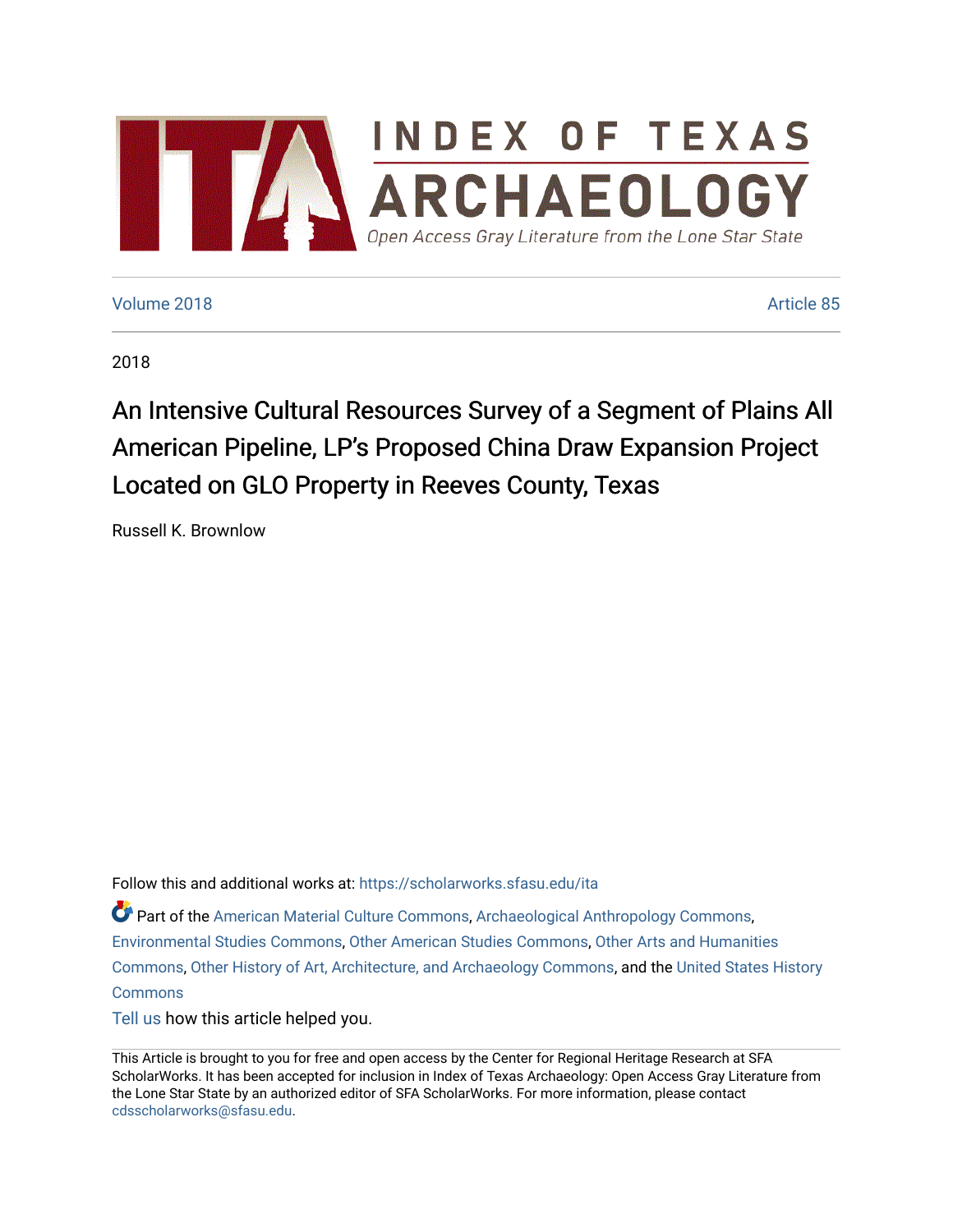# INDEX OF TEXAS ARCHAEOLOGY

Open Access Gray Literature from the Lone Star State

Volume 2018 Article 85

2018

# An Intensive Cultural Resources Survey of a Segment of Plains All American Pipeline, LP's Proposed China Draw Expansion Project Located on GLO Property in Reeves County, Texas

Russell K. Brownlow

Follow this and additional works at: https://scholarworks.sfasu.edu/ita

Part of the American Material Culture Commons, Archaeological Anthropology Commons, Environmental Studies Commons, Other American Studies Commons, Other Arts and Humanities Commons, Other History of Art, Architecture, and Archaeology Commons, and the United States History Commons

Tell us how this article helped you.

This Article is brought to you for free and open access by the Center for Regional Heritage Research at SFA ScholarWorks. It has been accepted for inclusion in Index of Texas Archaeology: Open Access Gray Literature from the Lone Star State by an authorized editor of SFA ScholarWorks. For more information, please contact cdsscholarworks@sfasu.edu.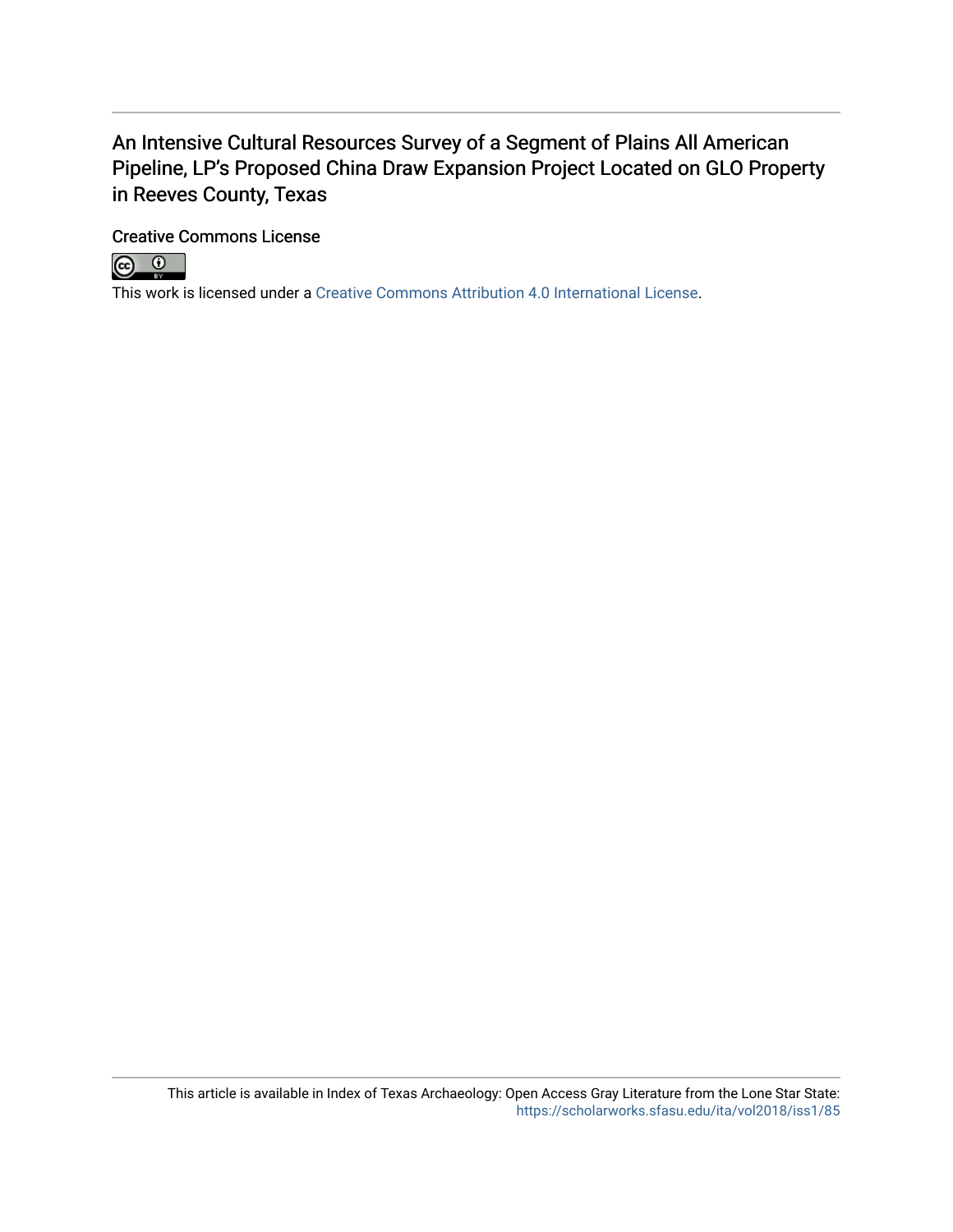An Intensive Cultural Resources Survey of a Segment of Plains All American Pipeline, LP's Proposed China Draw Expansion Project Located on GLO Property in Reeves County, Texas

Creative Commons License

This work is licensed under a Creative Commons Attribution 4.0 International License.

This article is available in Index of Texas Archaeology: Open Access Gray Literature from the Lone Star State: https://scholarworks.sfasu.edu/ita/vol2018/iss1/85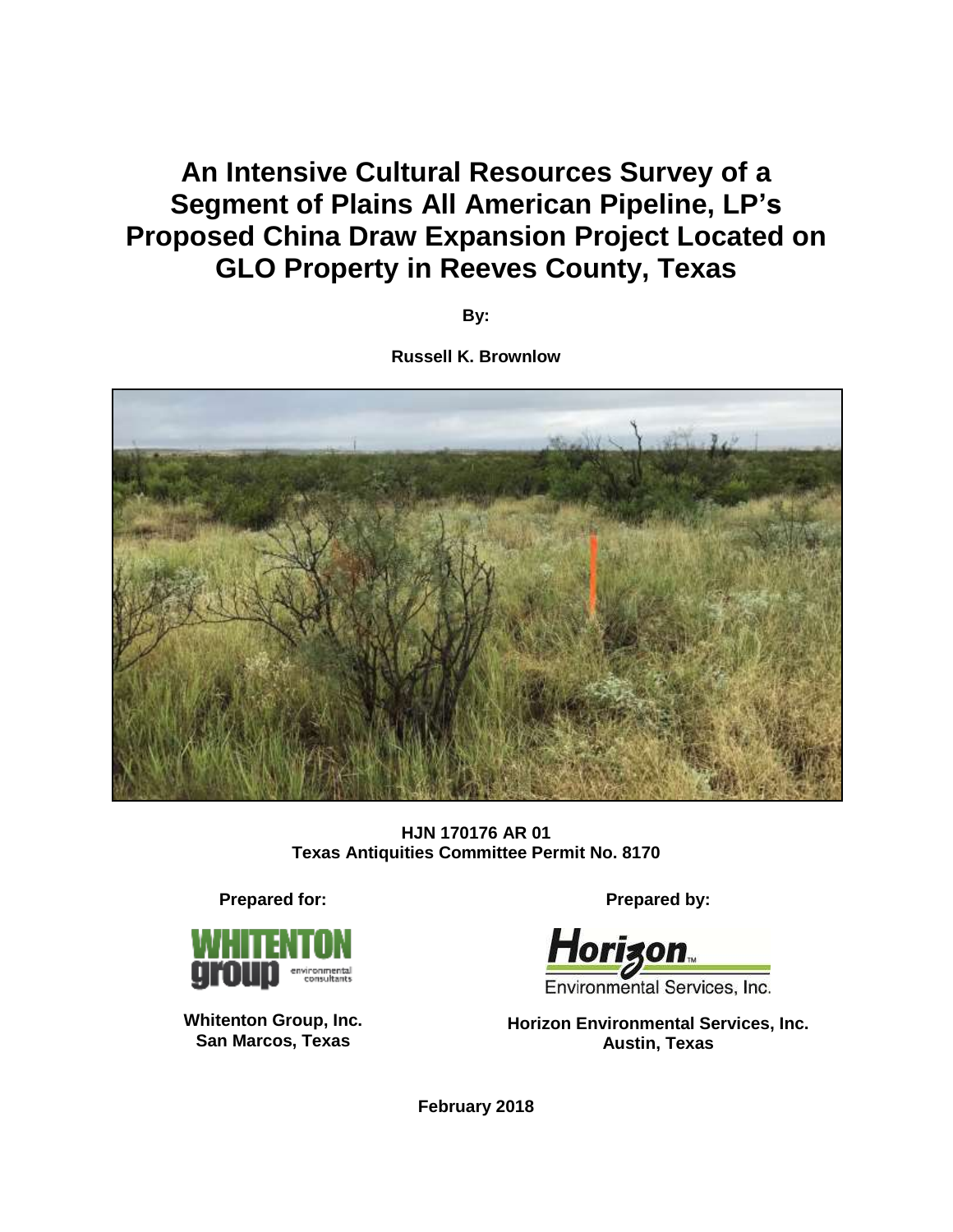# An Intensive Cultural Resources Survey of a Segment of Plains All American Pipeline, LP's Proposed China Draw Expansion Project Located on GLO Property in Reeves County, Texas

**By:**

**Russell K. Brownlow**

**HJN 170176 AR 01**
**Texas Antiquities Committee Permit No. 8170**

**Prepared for:**

**Whitenton Group, Inc.**
**San Marcos, Texas**

**Prepared by:**

**Horizon Environmental Services, Inc.**
**Austin, Texas**

**February 2018**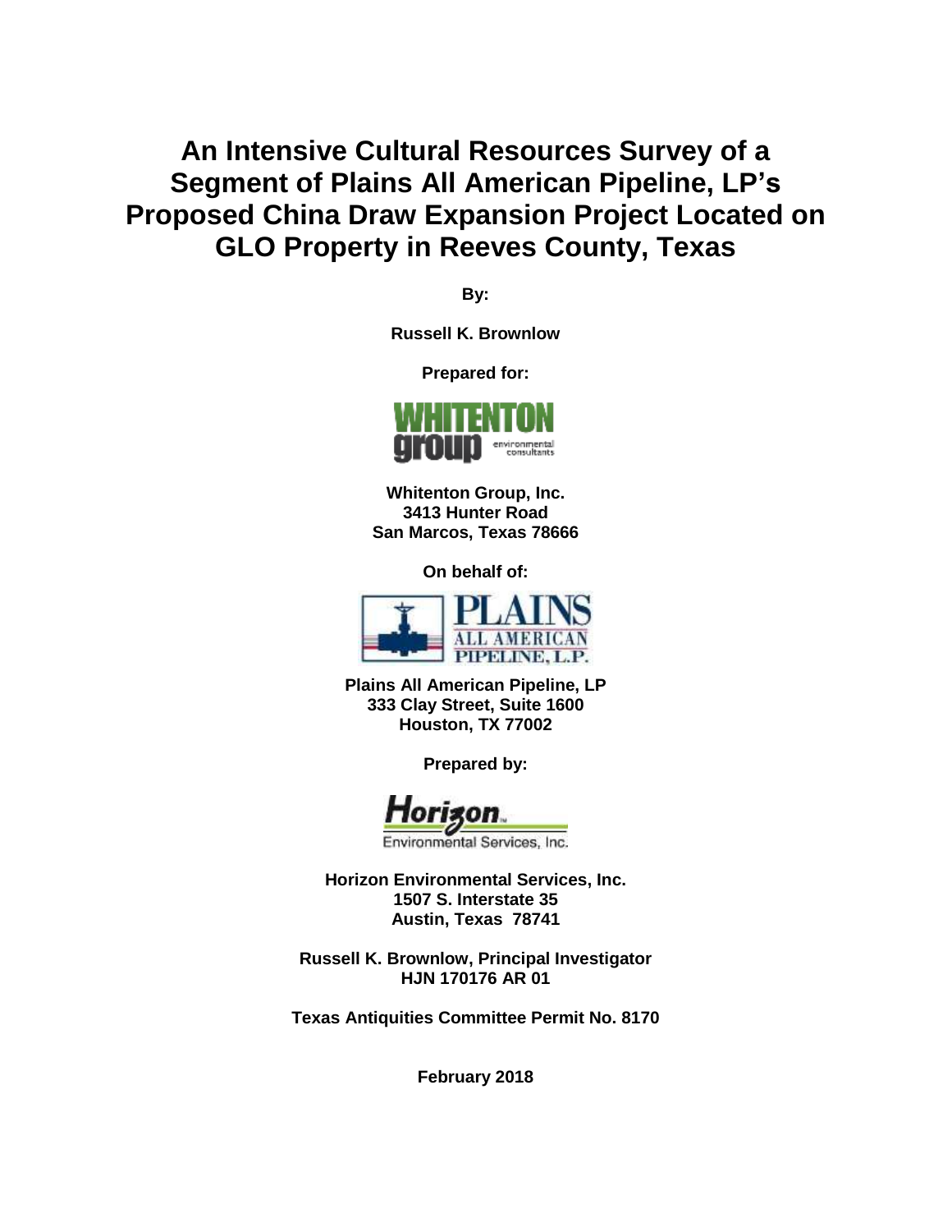# An Intensive Cultural Resources Survey of a Segment of Plains All American Pipeline, LP's Proposed China Draw Expansion Project Located on GLO Property in Reeves County, Texas

**By:**

**Russell K. Brownlow**

**Prepared for:**

**Whitenton Group, Inc.**
**3413 Hunter Road**
**San Marcos, Texas 78666**

**On behalf of:**

**Plains All American Pipeline, LP**
**333 Clay Street, Suite 1600**
**Houston, TX 77002**

**Prepared by:**

**Horizon Environmental Services, Inc.**
**1507 S. Interstate 35**
**Austin, Texas 78741**

**Russell K. Brownlow, Principal Investigator**
**HJN 170176 AR 01**

**Texas Antiquities Committee Permit No. 8170**

**February 2018**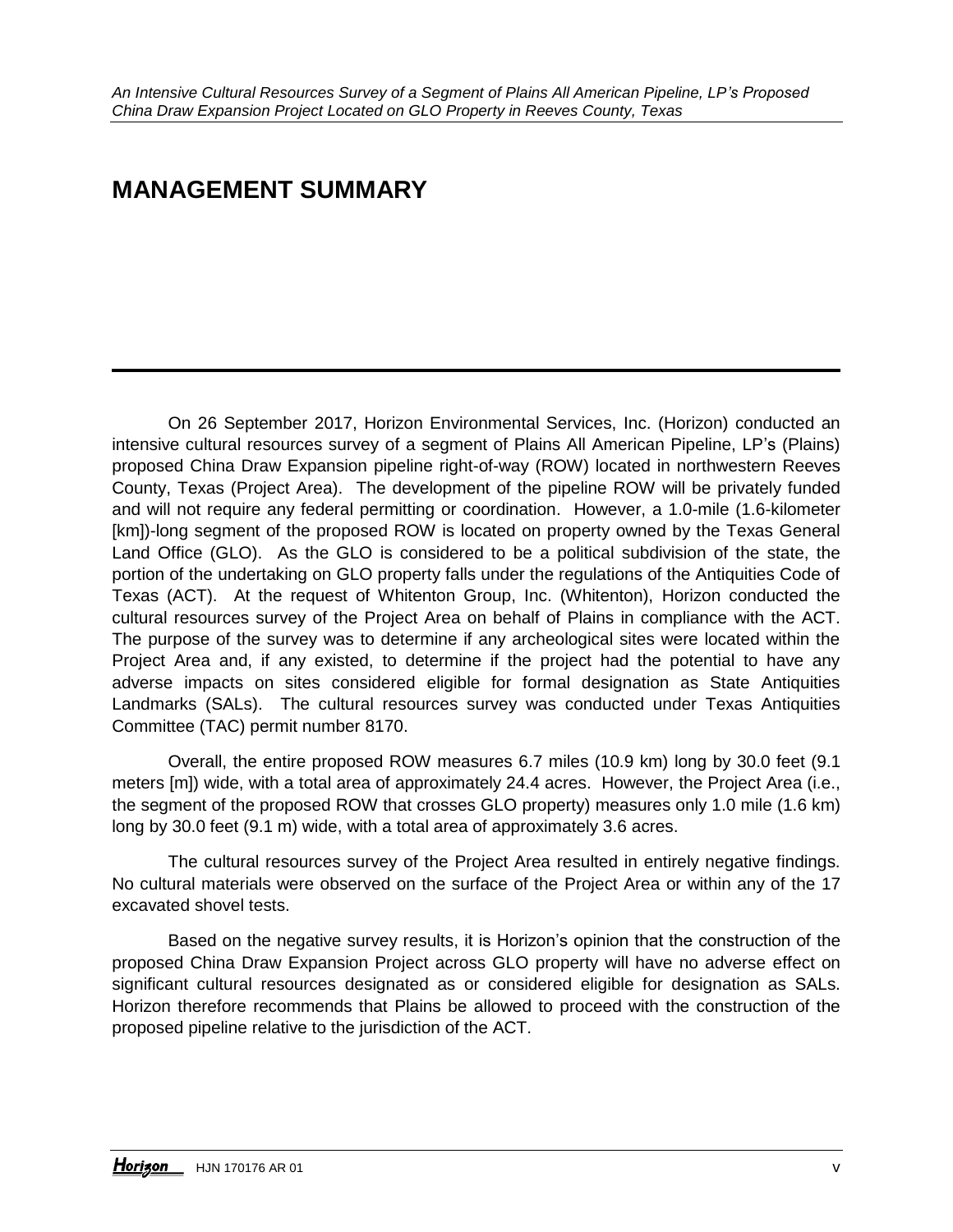# MANAGEMENT SUMMARY

On 26 September 2017, Horizon Environmental Services, Inc. (Horizon) conducted an intensive cultural resources survey of a segment of Plains All American Pipeline, LP's (Plains) proposed China Draw Expansion pipeline right-of-way (ROW) located in northwestern Reeves County, Texas (Project Area). The development of the pipeline ROW will be privately funded and will not require any federal permitting or coordination. However, a 1.0-mile (1.6-kilometer [km])-long segment of the proposed ROW is located on property owned by the Texas General Land Office (GLO). As the GLO is considered to be a political subdivision of the state, the portion of the undertaking on GLO property falls under the regulations of the Antiquities Code of Texas (ACT). At the request of Whitenton Group, Inc. (Whitenton), Horizon conducted the cultural resources survey of the Project Area on behalf of Plains in compliance with the ACT. The purpose of the survey was to determine if any archeological sites were located within the Project Area and, if any existed, to determine if the project had the potential to have any adverse impacts on sites considered eligible for formal designation as State Antiquities Landmarks (SALs). The cultural resources survey was conducted under Texas Antiquities Committee (TAC) permit number 8170.

Overall, the entire proposed ROW measures 6.7 miles (10.9 km) long by 30.0 feet (9.1 meters [m]) wide, with a total area of approximately 24.4 acres. However, the Project Area (i.e., the segment of the proposed ROW that crosses GLO property) measures only 1.0 mile (1.6 km) long by 30.0 feet (9.1 m) wide, with a total area of approximately 3.6 acres.

The cultural resources survey of the Project Area resulted in entirely negative findings. No cultural materials were observed on the surface of the Project Area or within any of the 17 excavated shovel tests.

Based on the negative survey results, it is Horizon's opinion that the construction of the proposed China Draw Expansion Project across GLO property will have no adverse effect on significant cultural resources designated as or considered eligible for designation as SALs. Horizon therefore recommends that Plains be allowed to proceed with the construction of the proposed pipeline relative to the jurisdiction of the ACT.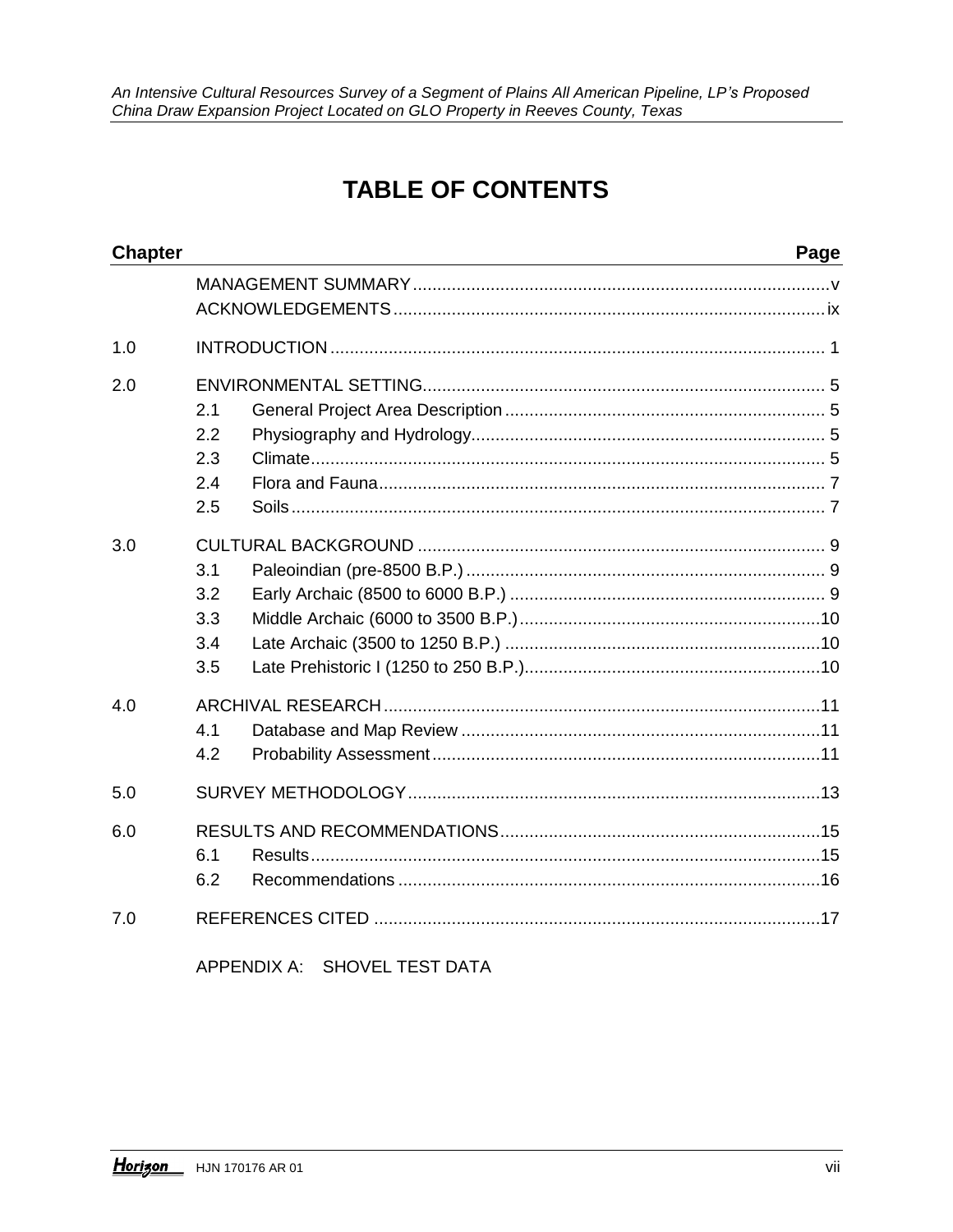# TABLE OF CONTENTS

| Chapter | | | Page |
|---|---|---|---|
| | MANAGEMENT SUMMARY | | v |
| | ACKNOWLEDGEMENTS | | ix |
| 1.0 | INTRODUCTION | | 1 |
| 2.0 | ENVIRONMENTAL SETTING | | 5 |
| | 2.1 | General Project Area Description | 5 |
| | 2.2 | Physiography and Hydrology | 5 |
| | 2.3 | Climate | 5 |
| | 2.4 | Flora and Fauna | 7 |
| | 2.5 | Soils | 7 |
| 3.0 | CULTURAL BACKGROUND | | 9 |
| | 3.1 | Paleoindian (pre-8500 B.P.) | 9 |
| | 3.2 | Early Archaic (8500 to 6000 B.P.) | 9 |
| | 3.3 | Middle Archaic (6000 to 3500 B.P.) | 10 |
| | 3.4 | Late Archaic (3500 to 1250 B.P.) | 10 |
| | 3.5 | Late Prehistoric I (1250 to 250 B.P.) | 10 |
| 4.0 | ARCHIVAL RESEARCH | | 11 |
| | 4.1 | Database and Map Review | 11 |
| | 4.2 | Probability Assessment | 11 |
| 5.0 | SURVEY METHODOLOGY | | 13 |
| 6.0 | RESULTS AND RECOMMENDATIONS | | 15 |
| | 6.1 | Results | 15 |
| | 6.2 | Recommendations | 16 |
| 7.0 | REFERENCES CITED | | 17 |
| | APPENDIX A: SHOVEL TEST DATA | | |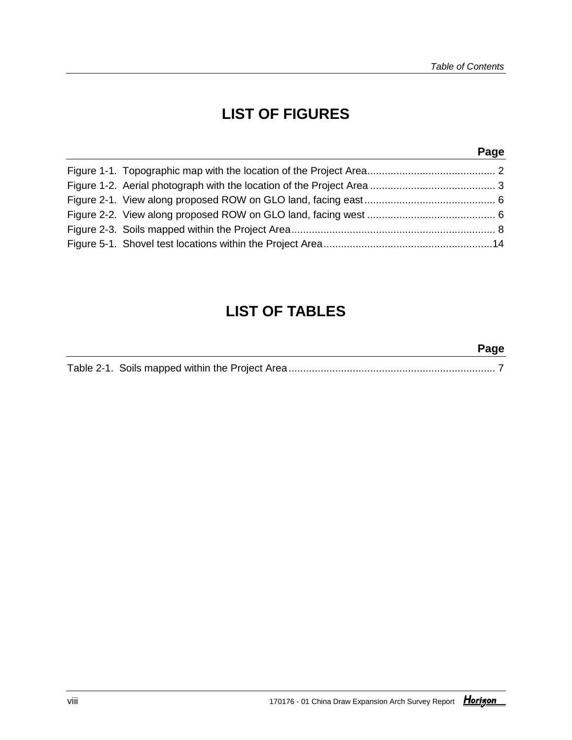# LIST OF FIGURES

| | Page |
|---|---|
| Figure 1-1. Topographic map with the location of the Project Area | 2 |
| Figure 1-2. Aerial photograph with the location of the Project Area | 3 |
| Figure 2-1. View along proposed ROW on GLO land, facing east | 6 |
| Figure 2-2. View along proposed ROW on GLO land, facing west | 6 |
| Figure 2-3. Soils mapped within the Project Area | 8 |
| Figure 5-1. Shovel test locations within the Project Area | 14 |

# LIST OF TABLES

| | Page |
|---|---|
| Table 2-1. Soils mapped within the Project Area | 7 |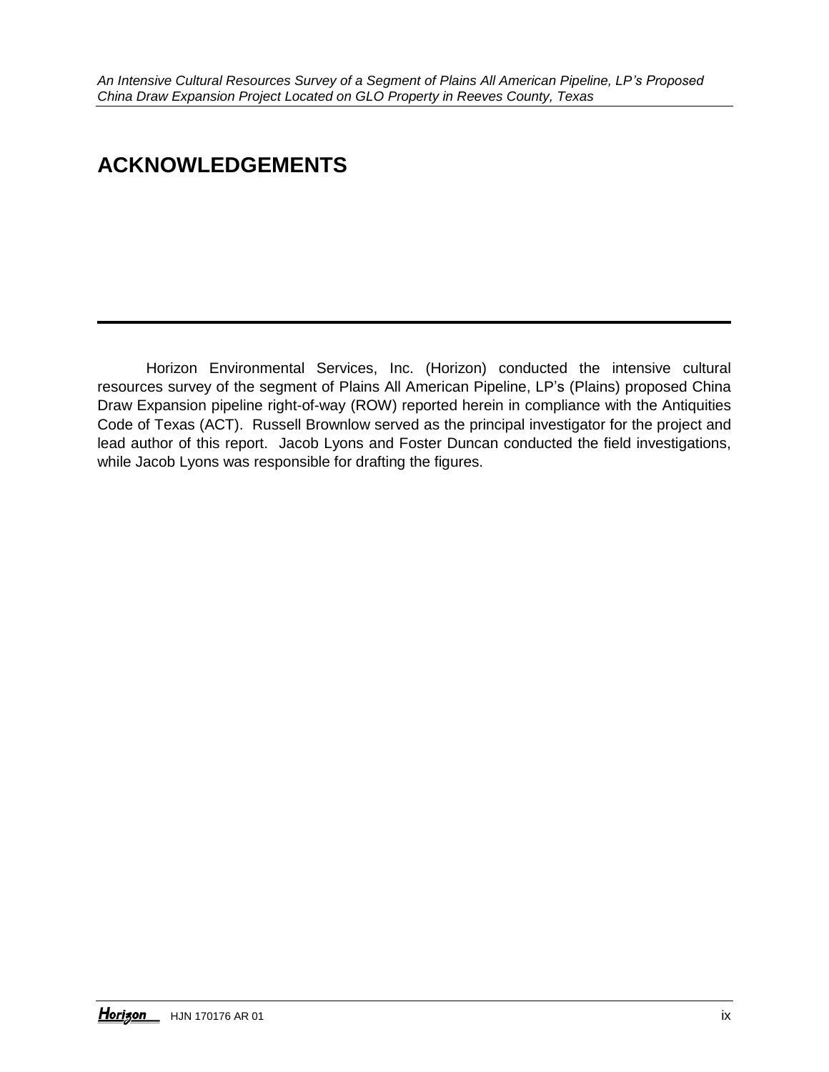# ACKNOWLEDGEMENTS

Horizon Environmental Services, Inc. (Horizon) conducted the intensive cultural resources survey of the segment of Plains All American Pipeline, LP's (Plains) proposed China Draw Expansion pipeline right-of-way (ROW) reported herein in compliance with the Antiquities Code of Texas (ACT). Russell Brownlow served as the principal investigator for the project and lead author of this report. Jacob Lyons and Foster Duncan conducted the field investigations, while Jacob Lyons was responsible for drafting the figures.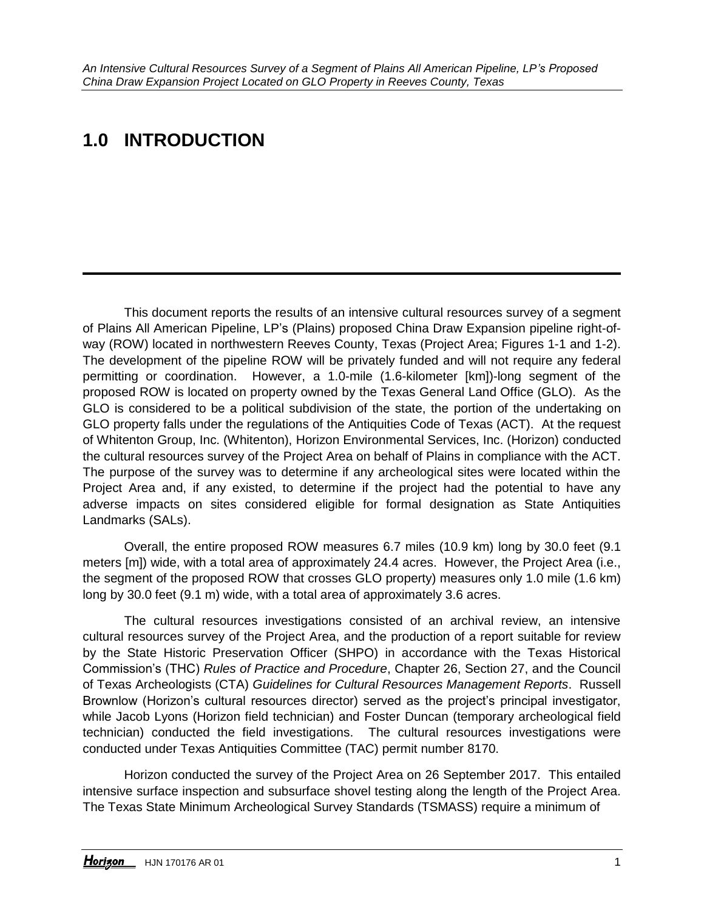# 1.0 INTRODUCTION

This document reports the results of an intensive cultural resources survey of a segment of Plains All American Pipeline, LP's (Plains) proposed China Draw Expansion pipeline right-of-way (ROW) located in northwestern Reeves County, Texas (Project Area; Figures 1-1 and 1-2). The development of the pipeline ROW will be privately funded and will not require any federal permitting or coordination. However, a 1.0-mile (1.6-kilometer [km])-long segment of the proposed ROW is located on property owned by the Texas General Land Office (GLO). As the GLO is considered to be a political subdivision of the state, the portion of the undertaking on GLO property falls under the regulations of the Antiquities Code of Texas (ACT). At the request of Whitenton Group, Inc. (Whitenton), Horizon Environmental Services, Inc. (Horizon) conducted the cultural resources survey of the Project Area on behalf of Plains in compliance with the ACT. The purpose of the survey was to determine if any archeological sites were located within the Project Area and, if any existed, to determine if the project had the potential to have any adverse impacts on sites considered eligible for formal designation as State Antiquities Landmarks (SALs).

Overall, the entire proposed ROW measures 6.7 miles (10.9 km) long by 30.0 feet (9.1 meters [m]) wide, with a total area of approximately 24.4 acres. However, the Project Area (i.e., the segment of the proposed ROW that crosses GLO property) measures only 1.0 mile (1.6 km) long by 30.0 feet (9.1 m) wide, with a total area of approximately 3.6 acres.

The cultural resources investigations consisted of an archival review, an intensive cultural resources survey of the Project Area, and the production of a report suitable for review by the State Historic Preservation Officer (SHPO) in accordance with the Texas Historical Commission's (THC) *Rules of Practice and Procedure*, Chapter 26, Section 27, and the Council of Texas Archeologists (CTA) *Guidelines for Cultural Resources Management Reports*. Russell Brownlow (Horizon's cultural resources director) served as the project's principal investigator, while Jacob Lyons (Horizon field technician) and Foster Duncan (temporary archeological field technician) conducted the field investigations. The cultural resources investigations were conducted under Texas Antiquities Committee (TAC) permit number 8170.

Horizon conducted the survey of the Project Area on 26 September 2017. This entailed intensive surface inspection and subsurface shovel testing along the length of the Project Area. The Texas State Minimum Archeological Survey Standards (TSMASS) require a minimum of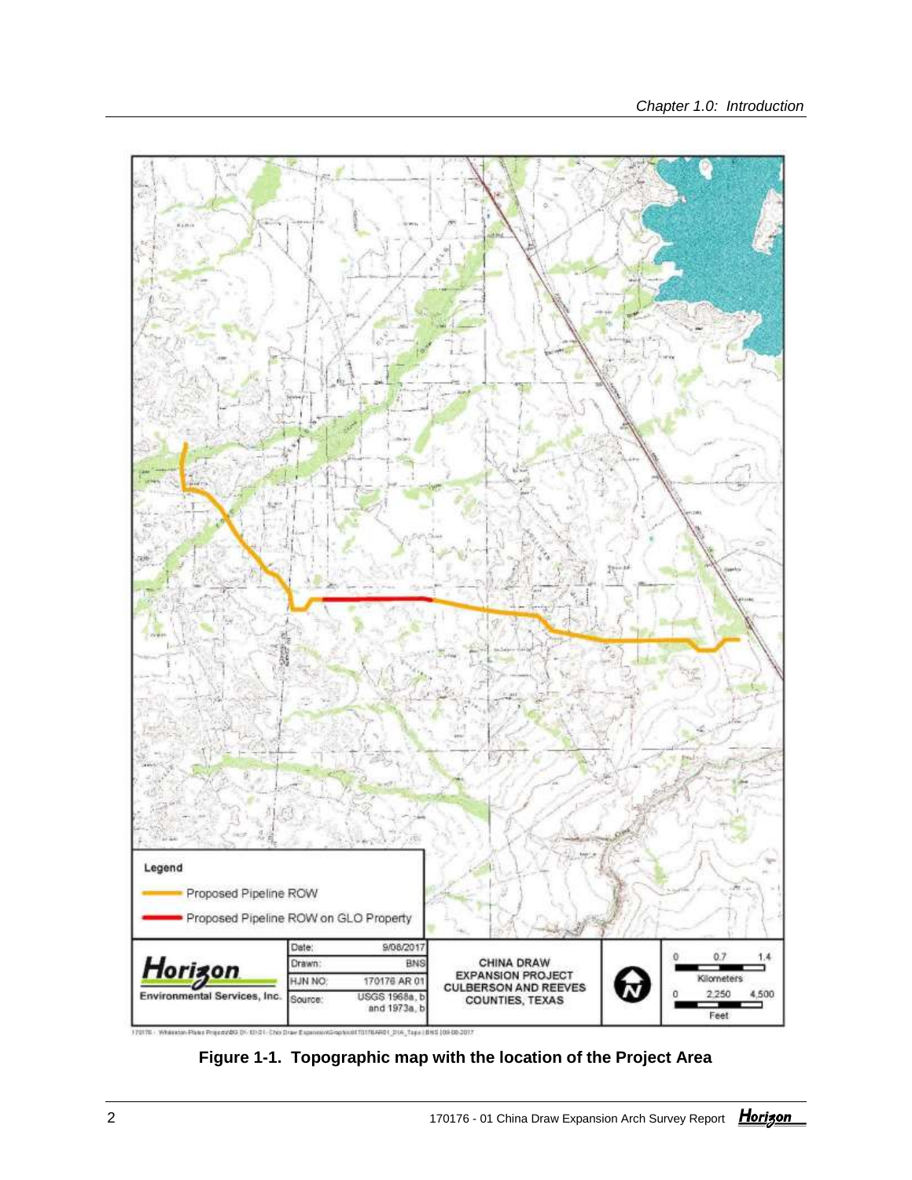Legend

Proposed Pipeline ROW

Proposed Pipeline ROW on GLO Property

| Horizon Environmental Services, Inc. | Date: | 9/08/2017 | CHINA DRAW EXPANSION PROJECT CULBERSON AND REEVES COUNTIES, TEXAS |
|---|---|---|---|
| | Drawn: | BNS | |
| | HJN NO: | 170176 AR 01 | |
| | Source: | USGS 1968a, b and 1973a, b | |

0 0.7 1.4 Kilometers

0 2,250 4,500 Feet

**Figure 1-1. Topographic map with the location of the Project Area**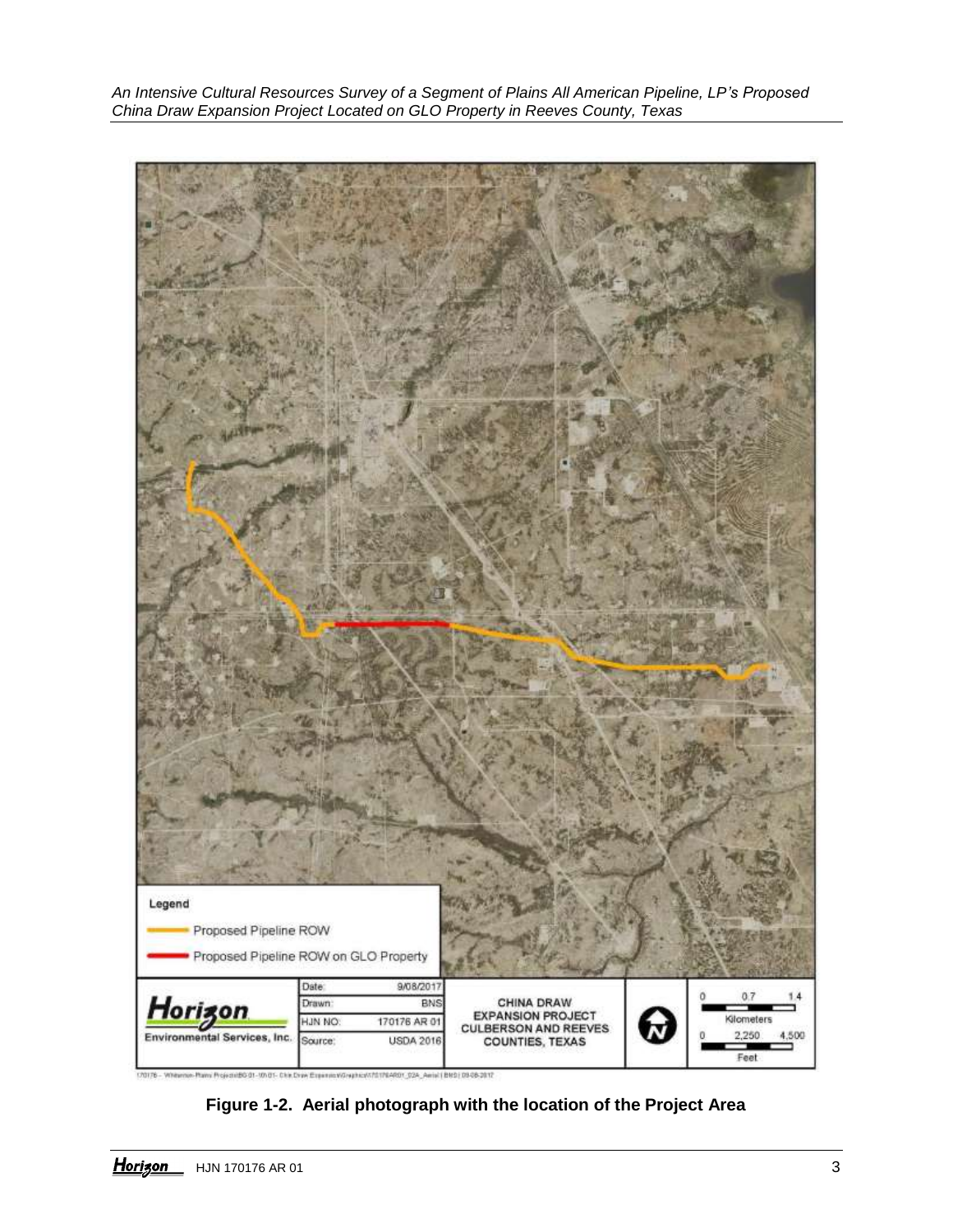Legend

Proposed Pipeline ROW

Proposed Pipeline ROW on GLO Property

| Horizon Environmental Services, Inc. | Date: 9/08/2017 | CHINA DRAW EXPANSION PROJECT CULBERSON AND REEVES COUNTIES, TEXAS |
| --- | --- | --- |
| | Drawn: BNS | |
| | HJN NO: 170176 AR 01 | |
| | Source: USDA 2016 | |

0 0.7 1.4 Kilometers

0 2,250 4,500 Feet

**Figure 1-2. Aerial photograph with the location of the Project Area**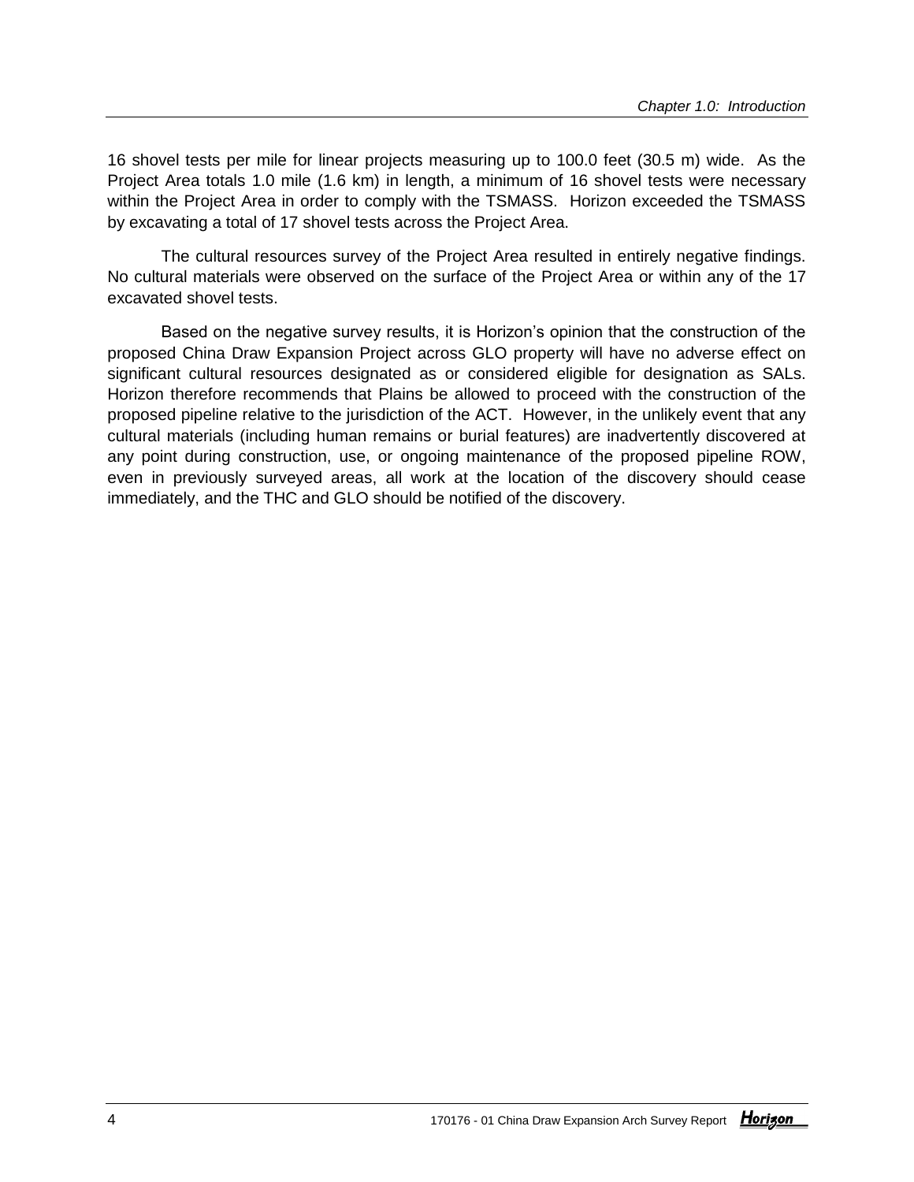16 shovel tests per mile for linear projects measuring up to 100.0 feet (30.5 m) wide. As the Project Area totals 1.0 mile (1.6 km) in length, a minimum of 16 shovel tests were necessary within the Project Area in order to comply with the TSMASS. Horizon exceeded the TSMASS by excavating a total of 17 shovel tests across the Project Area.

The cultural resources survey of the Project Area resulted in entirely negative findings. No cultural materials were observed on the surface of the Project Area or within any of the 17 excavated shovel tests.

Based on the negative survey results, it is Horizon's opinion that the construction of the proposed China Draw Expansion Project across GLO property will have no adverse effect on significant cultural resources designated as or considered eligible for designation as SALs. Horizon therefore recommends that Plains be allowed to proceed with the construction of the proposed pipeline relative to the jurisdiction of the ACT. However, in the unlikely event that any cultural materials (including human remains or burial features) are inadvertently discovered at any point during construction, use, or ongoing maintenance of the proposed pipeline ROW, even in previously surveyed areas, all work at the location of the discovery should cease immediately, and the THC and GLO should be notified of the discovery.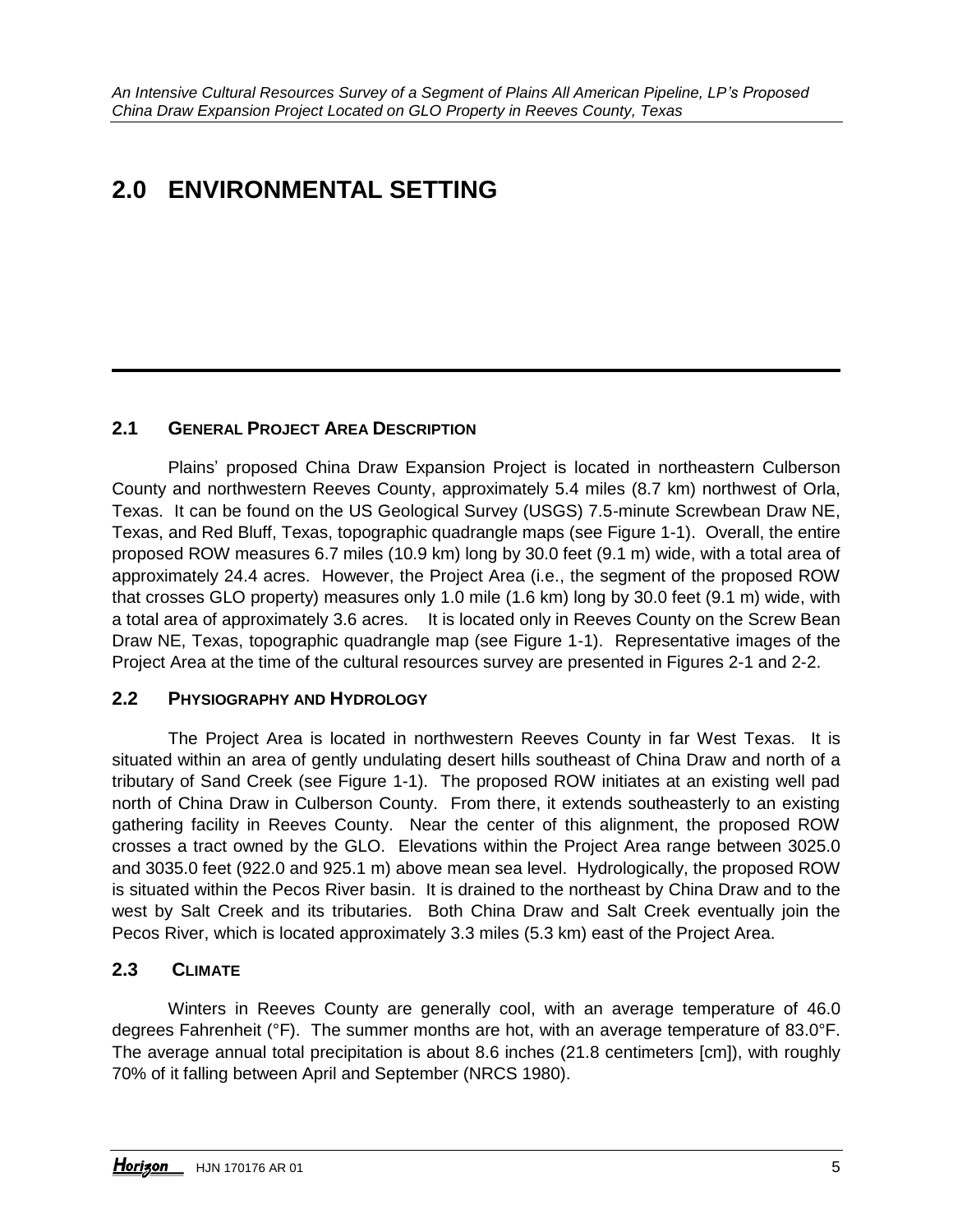# 2.0 ENVIRONMENTAL SETTING

## 2.1 General Project Area Description

Plains' proposed China Draw Expansion Project is located in northeastern Culberson County and northwestern Reeves County, approximately 5.4 miles (8.7 km) northwest of Orla, Texas. It can be found on the US Geological Survey (USGS) 7.5-minute Screwbean Draw NE, Texas, and Red Bluff, Texas, topographic quadrangle maps (see Figure 1-1). Overall, the entire proposed ROW measures 6.7 miles (10.9 km) long by 30.0 feet (9.1 m) wide, with a total area of approximately 24.4 acres. However, the Project Area (i.e., the segment of the proposed ROW that crosses GLO property) measures only 1.0 mile (1.6 km) long by 30.0 feet (9.1 m) wide, with a total area of approximately 3.6 acres. It is located only in Reeves County on the Screw Bean Draw NE, Texas, topographic quadrangle map (see Figure 1-1). Representative images of the Project Area at the time of the cultural resources survey are presented in Figures 2-1 and 2-2.

## 2.2 Physiography and Hydrology

The Project Area is located in northwestern Reeves County in far West Texas. It is situated within an area of gently undulating desert hills southeast of China Draw and north of a tributary of Sand Creek (see Figure 1-1). The proposed ROW initiates at an existing well pad north of China Draw in Culberson County. From there, it extends southeasterly to an existing gathering facility in Reeves County. Near the center of this alignment, the proposed ROW crosses a tract owned by the GLO. Elevations within the Project Area range between 3025.0 and 3035.0 feet (922.0 and 925.1 m) above mean sea level. Hydrologically, the proposed ROW is situated within the Pecos River basin. It is drained to the northeast by China Draw and to the west by Salt Creek and its tributaries. Both China Draw and Salt Creek eventually join the Pecos River, which is located approximately 3.3 miles (5.3 km) east of the Project Area.

## 2.3 Climate

Winters in Reeves County are generally cool, with an average temperature of 46.0 degrees Fahrenheit (°F). The summer months are hot, with an average temperature of 83.0°F. The average annual total precipitation is about 8.6 inches (21.8 centimeters [cm]), with roughly 70% of it falling between April and September (NRCS 1980).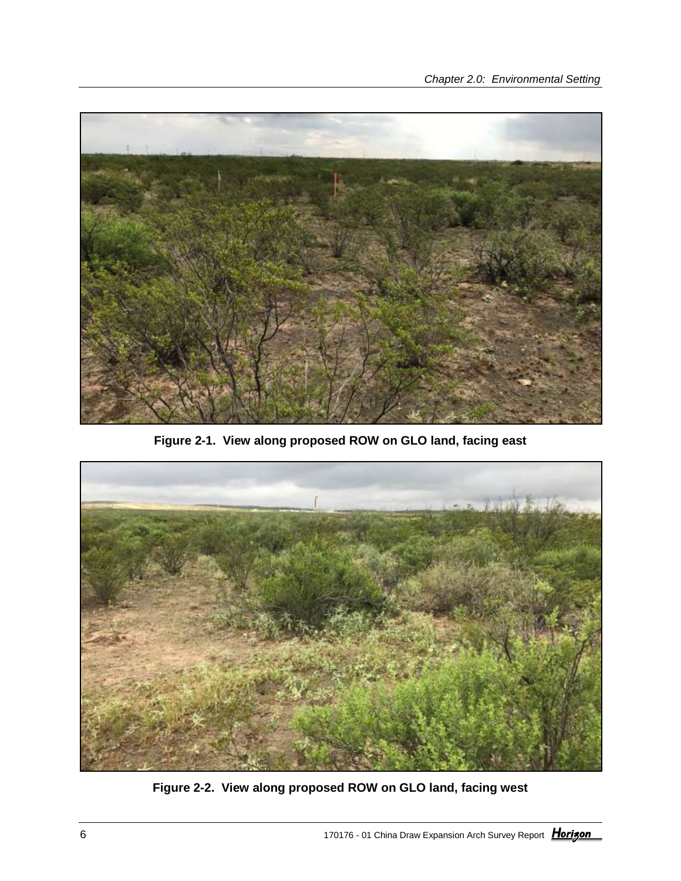Figure 2-1. View along proposed ROW on GLO land, facing east

Figure 2-2. View along proposed ROW on GLO land, facing west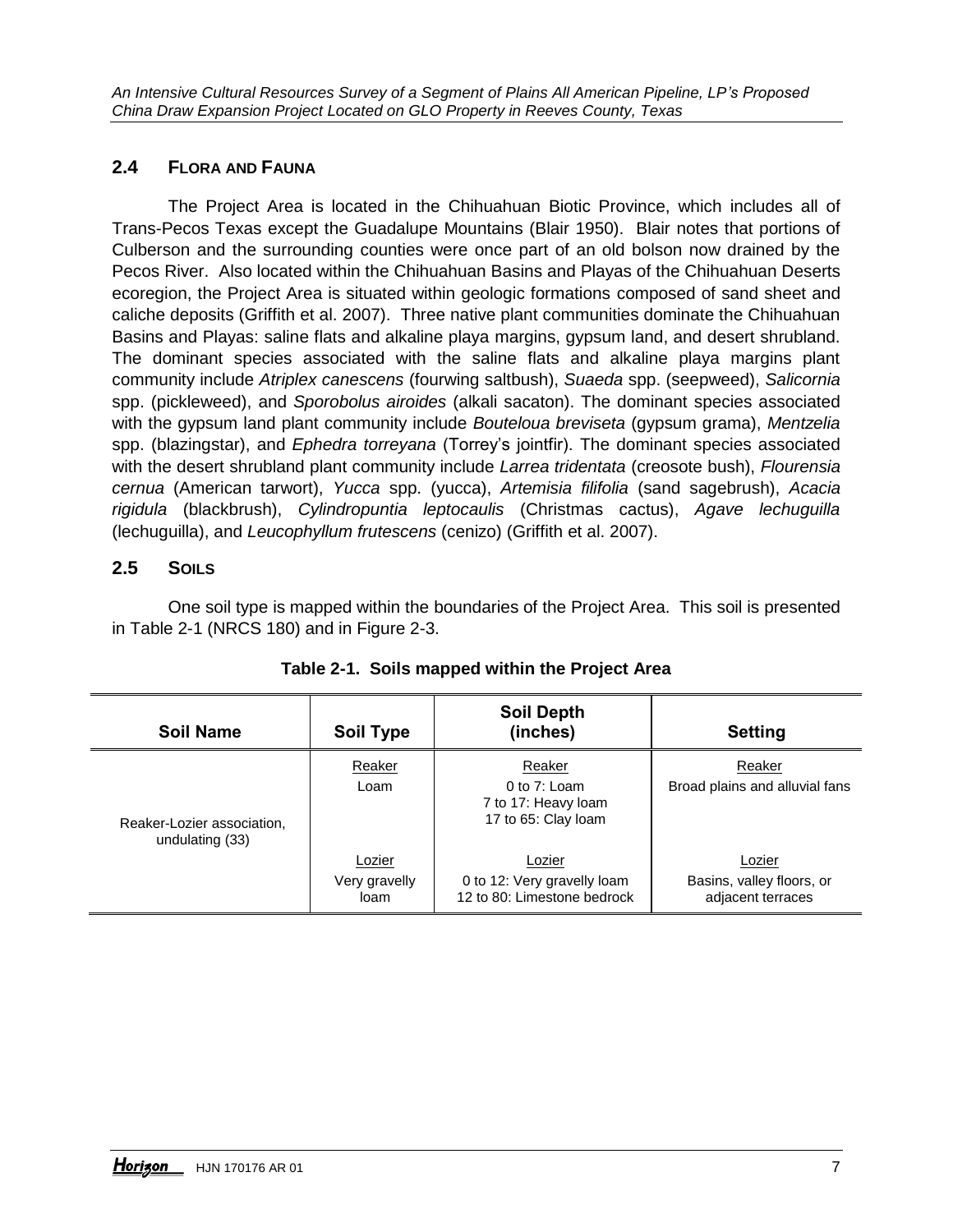## 2.4 FLORA AND FAUNA

The Project Area is located in the Chihuahuan Biotic Province, which includes all of Trans-Pecos Texas except the Guadalupe Mountains (Blair 1950). Blair notes that portions of Culberson and the surrounding counties were once part of an old bolson now drained by the Pecos River. Also located within the Chihuahuan Basins and Playas of the Chihuahuan Deserts ecoregion, the Project Area is situated within geologic formations composed of sand sheet and caliche deposits (Griffith et al. 2007). Three native plant communities dominate the Chihuahuan Basins and Playas: saline flats and alkaline playa margins, gypsum land, and desert shrubland. The dominant species associated with the saline flats and alkaline playa margins plant community include *Atriplex canescens* (fourwing saltbush), *Suaeda* spp. (seepweed), *Salicornia* spp. (pickleweed), and *Sporobolus airoides* (alkali sacaton). The dominant species associated with the gypsum land plant community include *Bouteloua breviseta* (gypsum grama), *Mentzelia* spp. (blazingstar), and *Ephedra torreyana* (Torrey's jointfir). The dominant species associated with the desert shrubland plant community include *Larrea tridentata* (creosote bush), *Flourensia cernua* (American tarwort), *Yucca* spp. (yucca), *Artemisia filifolia* (sand sagebrush), *Acacia rigidula* (blackbrush), *Cylindropuntia leptocaulis* (Christmas cactus), *Agave lechuguilla* (lechuguilla), and *Leucophyllum frutescens* (cenizo) (Griffith et al. 2007).

## 2.5 SOILS

One soil type is mapped within the boundaries of the Project Area. This soil is presented in Table 2-1 (NRCS 180) and in Figure 2-3.

**Table 2-1. Soils mapped within the Project Area**

| Soil Name | Soil Type | Soil Depth (inches) | Setting |
|---|---|---|---|
| Reaker-Lozier association, undulating (33) | Reaker<br>Loam | Reaker<br>0 to 7: Loam<br>7 to 17: Heavy loam<br>17 to 65: Clay loam | Reaker<br>Broad plains and alluvial fans |
| | Lozier<br>Very gravelly loam | Lozier<br>0 to 12: Very gravelly loam<br>12 to 80: Limestone bedrock | Lozier<br>Basins, valley floors, or adjacent terraces |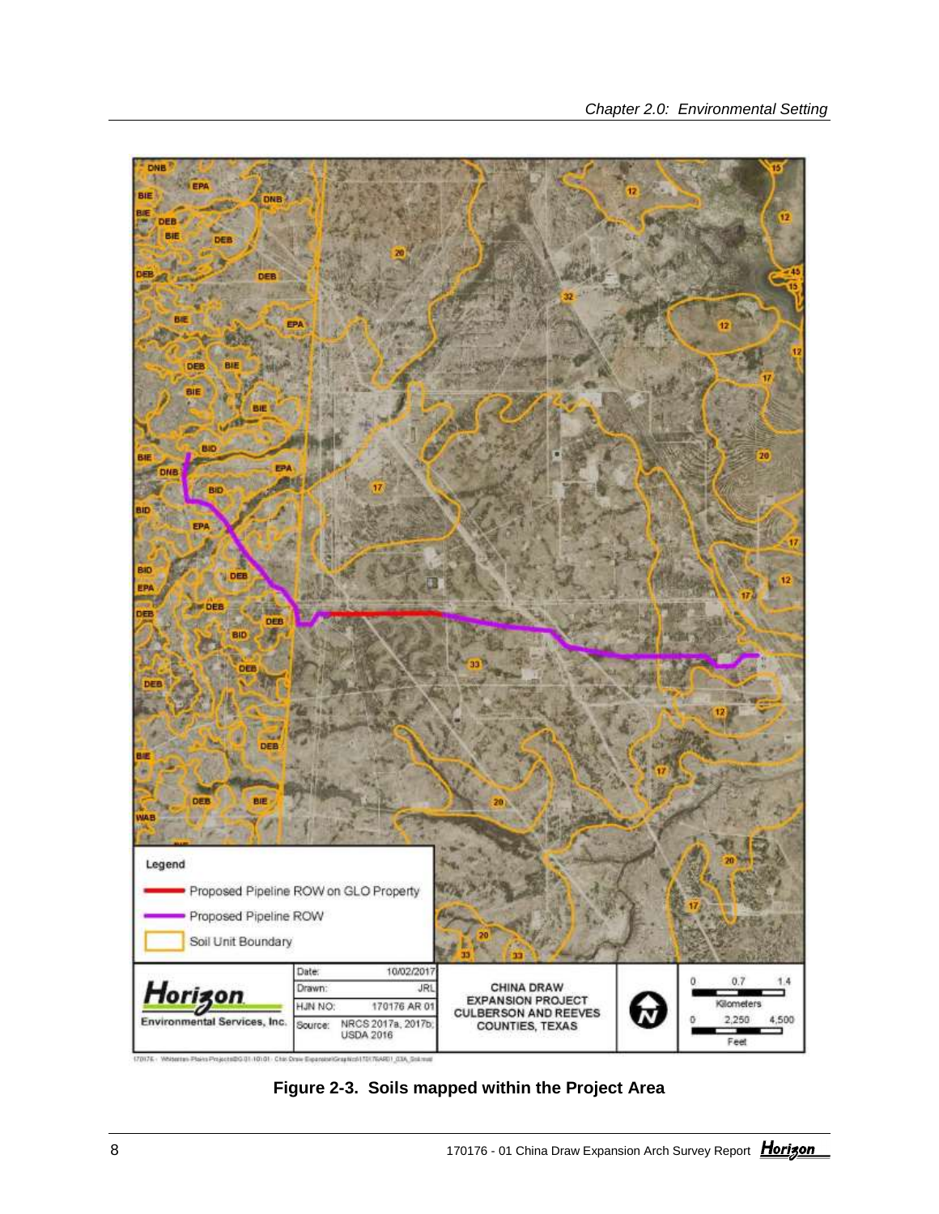Figure 2-3. Soils mapped within the Project Area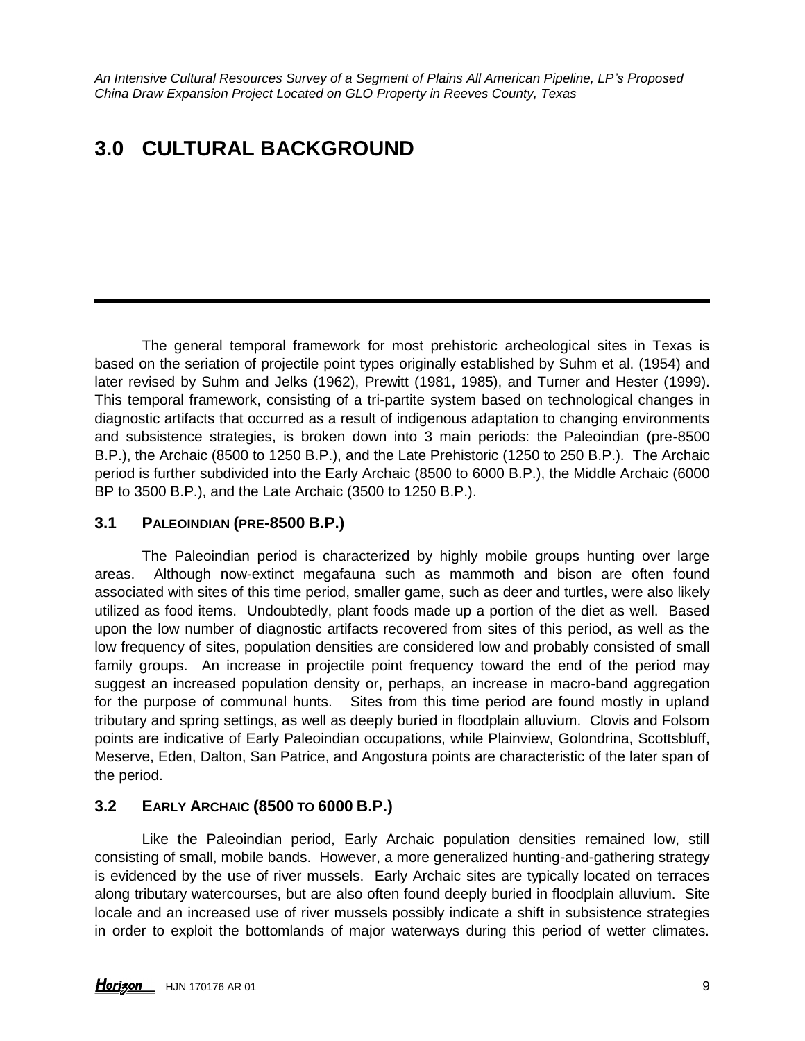# 3.0 CULTURAL BACKGROUND

The general temporal framework for most prehistoric archeological sites in Texas is based on the seriation of projectile point types originally established by Suhm et al. (1954) and later revised by Suhm and Jelks (1962), Prewitt (1981, 1985), and Turner and Hester (1999). This temporal framework, consisting of a tri-partite system based on technological changes in diagnostic artifacts that occurred as a result of indigenous adaptation to changing environments and subsistence strategies, is broken down into 3 main periods: the Paleoindian (pre-8500 B.P.), the Archaic (8500 to 1250 B.P.), and the Late Prehistoric (1250 to 250 B.P.). The Archaic period is further subdivided into the Early Archaic (8500 to 6000 B.P.), the Middle Archaic (6000 BP to 3500 B.P.), and the Late Archaic (3500 to 1250 B.P.).

## 3.1 PALEOINDIAN (PRE-8500 B.P.)

The Paleoindian period is characterized by highly mobile groups hunting over large areas. Although now-extinct megafauna such as mammoth and bison are often found associated with sites of this time period, smaller game, such as deer and turtles, were also likely utilized as food items. Undoubtedly, plant foods made up a portion of the diet as well. Based upon the low number of diagnostic artifacts recovered from sites of this period, as well as the low frequency of sites, population densities are considered low and probably consisted of small family groups. An increase in projectile point frequency toward the end of the period may suggest an increased population density or, perhaps, an increase in macro-band aggregation for the purpose of communal hunts. Sites from this time period are found mostly in upland tributary and spring settings, as well as deeply buried in floodplain alluvium. Clovis and Folsom points are indicative of Early Paleoindian occupations, while Plainview, Golondrina, Scottsbluff, Meserve, Eden, Dalton, San Patrice, and Angostura points are characteristic of the later span of the period.

## 3.2 EARLY ARCHAIC (8500 TO 6000 B.P.)

Like the Paleoindian period, Early Archaic population densities remained low, still consisting of small, mobile bands. However, a more generalized hunting-and-gathering strategy is evidenced by the use of river mussels. Early Archaic sites are typically located on terraces along tributary watercourses, but are also often found deeply buried in floodplain alluvium. Site locale and an increased use of river mussels possibly indicate a shift in subsistence strategies in order to exploit the bottomlands of major waterways during this period of wetter climates.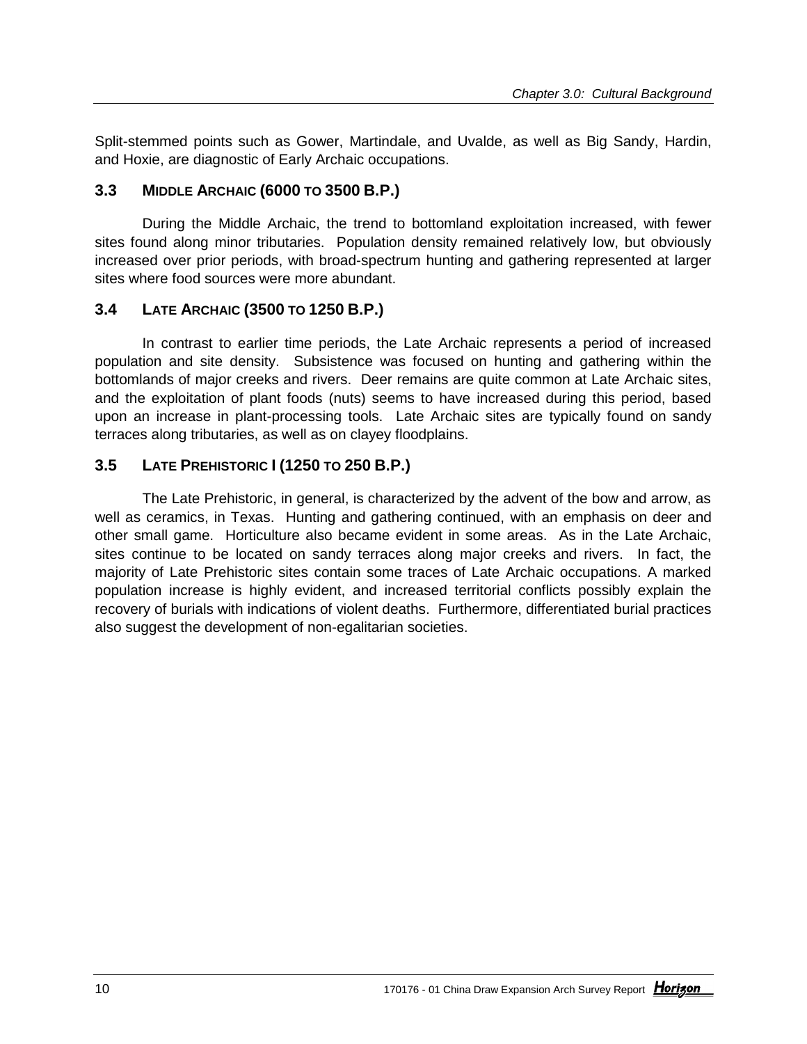Split-stemmed points such as Gower, Martindale, and Uvalde, as well as Big Sandy, Hardin, and Hoxie, are diagnostic of Early Archaic occupations.

## 3.3 MIDDLE ARCHAIC (6000 TO 3500 B.P.)

During the Middle Archaic, the trend to bottomland exploitation increased, with fewer sites found along minor tributaries. Population density remained relatively low, but obviously increased over prior periods, with broad-spectrum hunting and gathering represented at larger sites where food sources were more abundant.

## 3.4 LATE ARCHAIC (3500 TO 1250 B.P.)

In contrast to earlier time periods, the Late Archaic represents a period of increased population and site density. Subsistence was focused on hunting and gathering within the bottomlands of major creeks and rivers. Deer remains are quite common at Late Archaic sites, and the exploitation of plant foods (nuts) seems to have increased during this period, based upon an increase in plant-processing tools. Late Archaic sites are typically found on sandy terraces along tributaries, as well as on clayey floodplains.

## 3.5 LATE PREHISTORIC I (1250 TO 250 B.P.)

The Late Prehistoric, in general, is characterized by the advent of the bow and arrow, as well as ceramics, in Texas. Hunting and gathering continued, with an emphasis on deer and other small game. Horticulture also became evident in some areas. As in the Late Archaic, sites continue to be located on sandy terraces along major creeks and rivers. In fact, the majority of Late Prehistoric sites contain some traces of Late Archaic occupations. A marked population increase is highly evident, and increased territorial conflicts possibly explain the recovery of burials with indications of violent deaths. Furthermore, differentiated burial practices also suggest the development of non-egalitarian societies.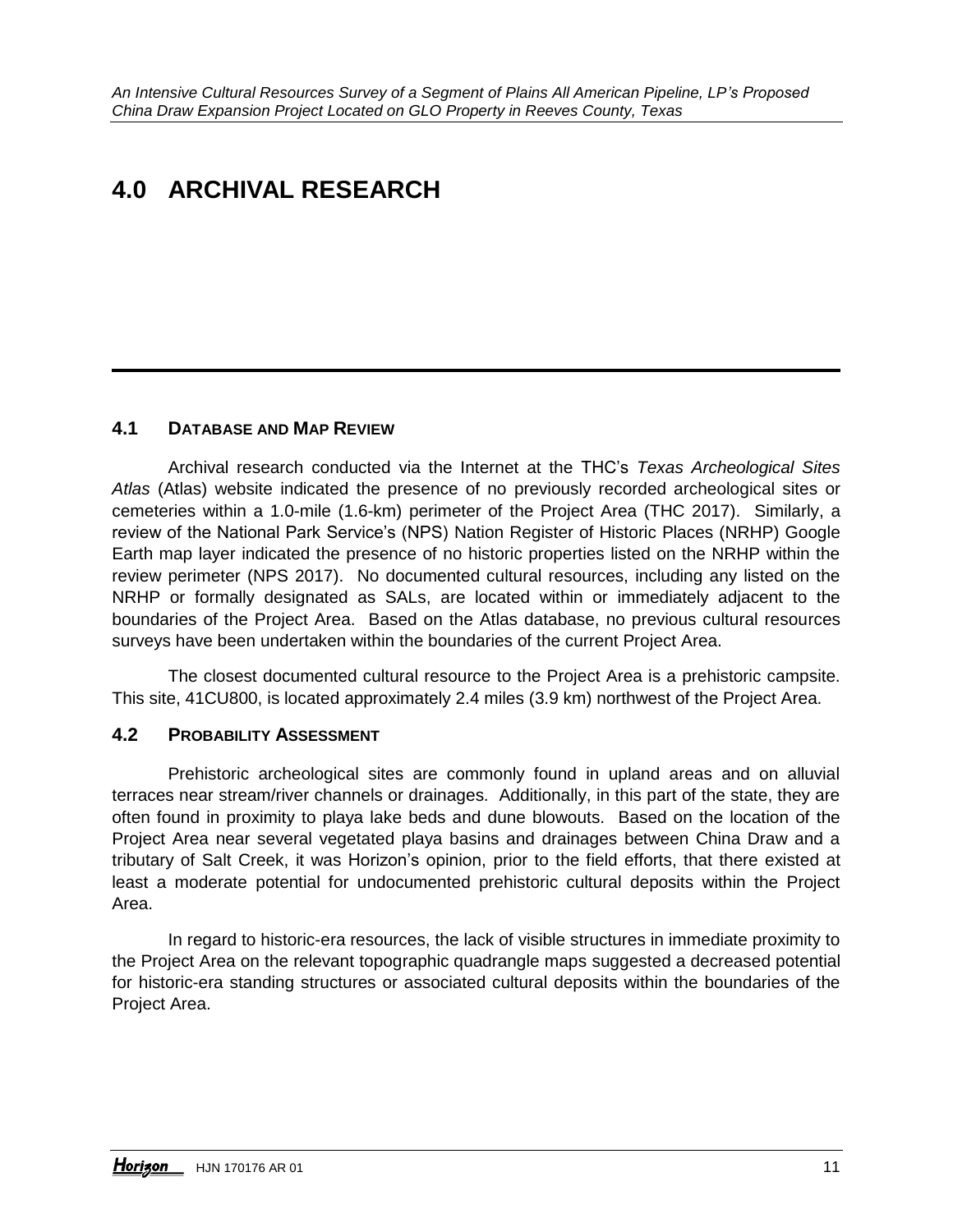# 4.0 ARCHIVAL RESEARCH

## 4.1 DATABASE AND MAP REVIEW

Archival research conducted via the Internet at the THC's *Texas Archeological Sites Atlas* (Atlas) website indicated the presence of no previously recorded archeological sites or cemeteries within a 1.0-mile (1.6-km) perimeter of the Project Area (THC 2017). Similarly, a review of the National Park Service's (NPS) Nation Register of Historic Places (NRHP) Google Earth map layer indicated the presence of no historic properties listed on the NRHP within the review perimeter (NPS 2017). No documented cultural resources, including any listed on the NRHP or formally designated as SALs, are located within or immediately adjacent to the boundaries of the Project Area. Based on the Atlas database, no previous cultural resources surveys have been undertaken within the boundaries of the current Project Area.

The closest documented cultural resource to the Project Area is a prehistoric campsite. This site, 41CU800, is located approximately 2.4 miles (3.9 km) northwest of the Project Area.

## 4.2 PROBABILITY ASSESSMENT

Prehistoric archeological sites are commonly found in upland areas and on alluvial terraces near stream/river channels or drainages. Additionally, in this part of the state, they are often found in proximity to playa lake beds and dune blowouts. Based on the location of the Project Area near several vegetated playa basins and drainages between China Draw and a tributary of Salt Creek, it was Horizon's opinion, prior to the field efforts, that there existed at least a moderate potential for undocumented prehistoric cultural deposits within the Project Area.

In regard to historic-era resources, the lack of visible structures in immediate proximity to the Project Area on the relevant topographic quadrangle maps suggested a decreased potential for historic-era standing structures or associated cultural deposits within the boundaries of the Project Area.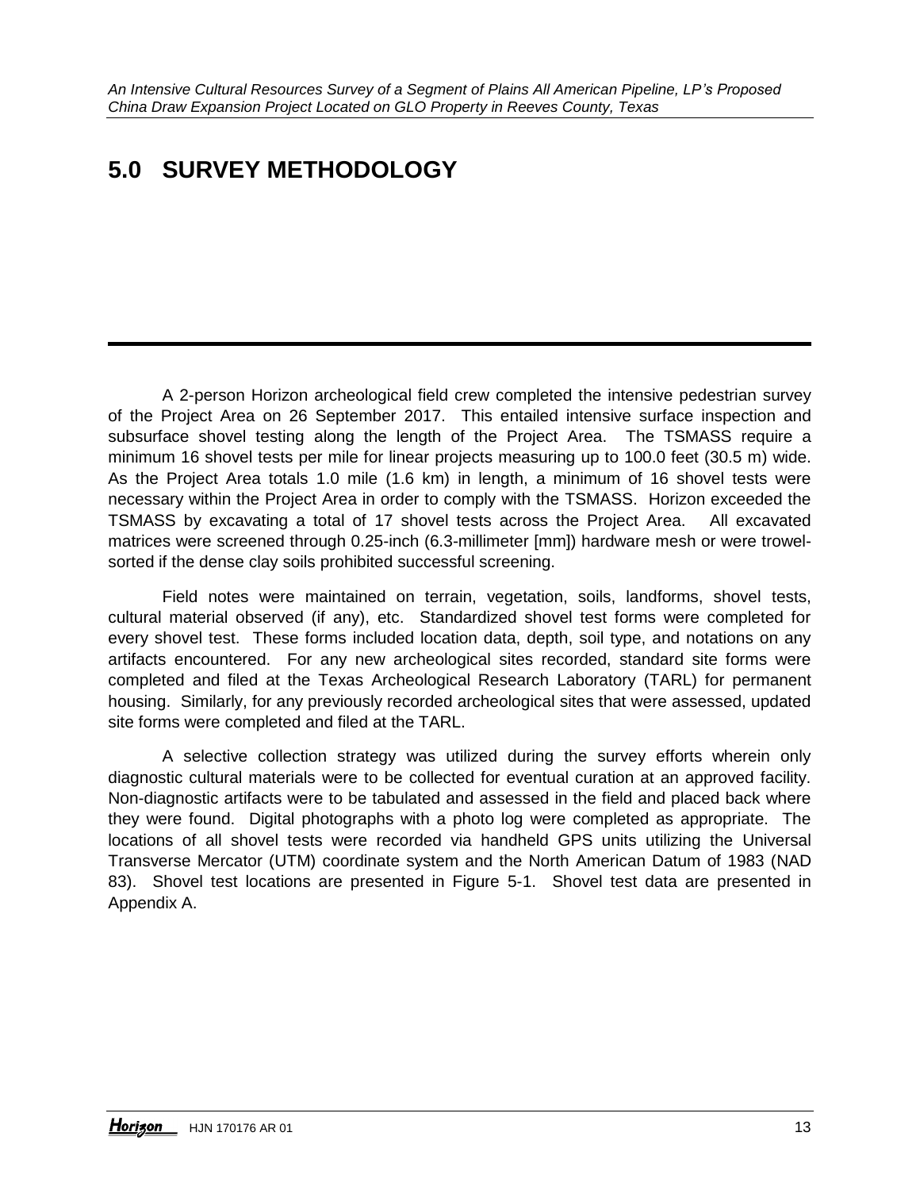# 5.0 SURVEY METHODOLOGY

A 2-person Horizon archeological field crew completed the intensive pedestrian survey of the Project Area on 26 September 2017. This entailed intensive surface inspection and subsurface shovel testing along the length of the Project Area. The TSMASS require a minimum 16 shovel tests per mile for linear projects measuring up to 100.0 feet (30.5 m) wide. As the Project Area totals 1.0 mile (1.6 km) in length, a minimum of 16 shovel tests were necessary within the Project Area in order to comply with the TSMASS. Horizon exceeded the TSMASS by excavating a total of 17 shovel tests across the Project Area. All excavated matrices were screened through 0.25-inch (6.3-millimeter [mm]) hardware mesh or were trowel-sorted if the dense clay soils prohibited successful screening.

Field notes were maintained on terrain, vegetation, soils, landforms, shovel tests, cultural material observed (if any), etc. Standardized shovel test forms were completed for every shovel test. These forms included location data, depth, soil type, and notations on any artifacts encountered. For any new archeological sites recorded, standard site forms were completed and filed at the Texas Archeological Research Laboratory (TARL) for permanent housing. Similarly, for any previously recorded archeological sites that were assessed, updated site forms were completed and filed at the TARL.

A selective collection strategy was utilized during the survey efforts wherein only diagnostic cultural materials were to be collected for eventual curation at an approved facility. Non-diagnostic artifacts were to be tabulated and assessed in the field and placed back where they were found. Digital photographs with a photo log were completed as appropriate. The locations of all shovel tests were recorded via handheld GPS units utilizing the Universal Transverse Mercator (UTM) coordinate system and the North American Datum of 1983 (NAD 83). Shovel test locations are presented in Figure 5-1. Shovel test data are presented in Appendix A.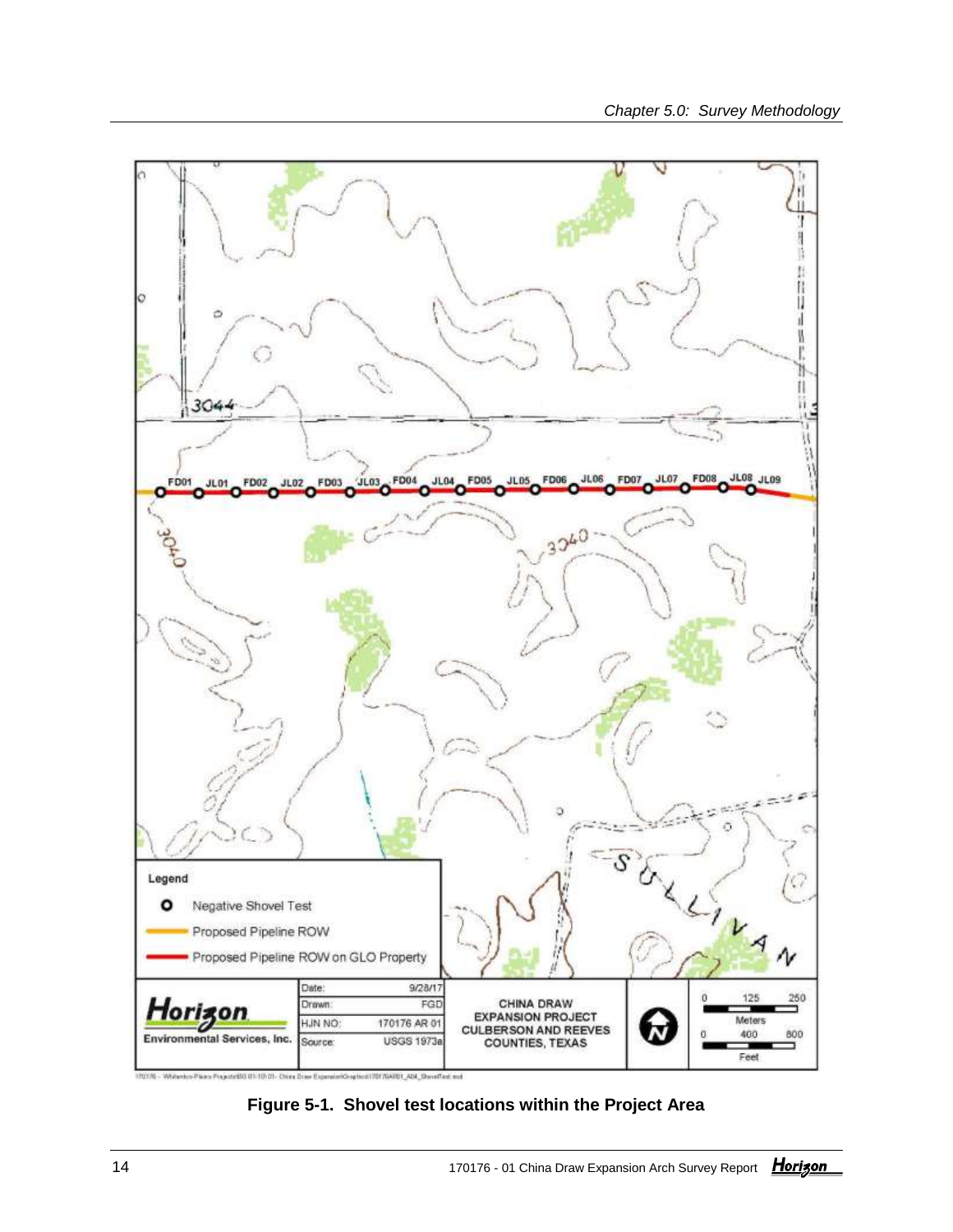Legend

- Negative Shovel Test
- Proposed Pipeline ROW
- Proposed Pipeline ROW on GLO Property

FD01 JL01 FD02 JL02 FD03 JL03 FD04 JL04 FD05 JL05 FD06 JL06 FD07 JL07 FD08 JL08 JL09

| Horizon Environmental Services, Inc. | Date: | 9/28/17 | CHINA DRAW EXPANSION PROJECT CULBERSON AND REEVES COUNTIES, TEXAS |
|---|---|---|---|
| | Drawn: | FGD | |
| | HJN NO: | 170176 AR 01 | |
| | Source: | USGS 1973a | |

**Figure 5-1. Shovel test locations within the Project Area**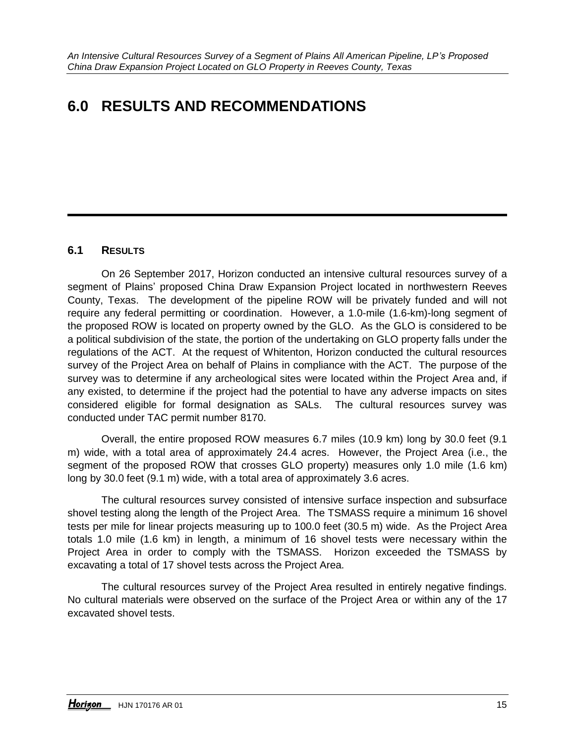# 6.0 RESULTS AND RECOMMENDATIONS

## 6.1 RESULTS

On 26 September 2017, Horizon conducted an intensive cultural resources survey of a segment of Plains' proposed China Draw Expansion Project located in northwestern Reeves County, Texas. The development of the pipeline ROW will be privately funded and will not require any federal permitting or coordination. However, a 1.0-mile (1.6-km)-long segment of the proposed ROW is located on property owned by the GLO. As the GLO is considered to be a political subdivision of the state, the portion of the undertaking on GLO property falls under the regulations of the ACT. At the request of Whitenton, Horizon conducted the cultural resources survey of the Project Area on behalf of Plains in compliance with the ACT. The purpose of the survey was to determine if any archeological sites were located within the Project Area and, if any existed, to determine if the project had the potential to have any adverse impacts on sites considered eligible for formal designation as SALs. The cultural resources survey was conducted under TAC permit number 8170.

Overall, the entire proposed ROW measures 6.7 miles (10.9 km) long by 30.0 feet (9.1 m) wide, with a total area of approximately 24.4 acres. However, the Project Area (i.e., the segment of the proposed ROW that crosses GLO property) measures only 1.0 mile (1.6 km) long by 30.0 feet (9.1 m) wide, with a total area of approximately 3.6 acres.

The cultural resources survey consisted of intensive surface inspection and subsurface shovel testing along the length of the Project Area. The TSMASS require a minimum 16 shovel tests per mile for linear projects measuring up to 100.0 feet (30.5 m) wide. As the Project Area totals 1.0 mile (1.6 km) in length, a minimum of 16 shovel tests were necessary within the Project Area in order to comply with the TSMASS. Horizon exceeded the TSMASS by excavating a total of 17 shovel tests across the Project Area.

The cultural resources survey of the Project Area resulted in entirely negative findings. No cultural materials were observed on the surface of the Project Area or within any of the 17 excavated shovel tests.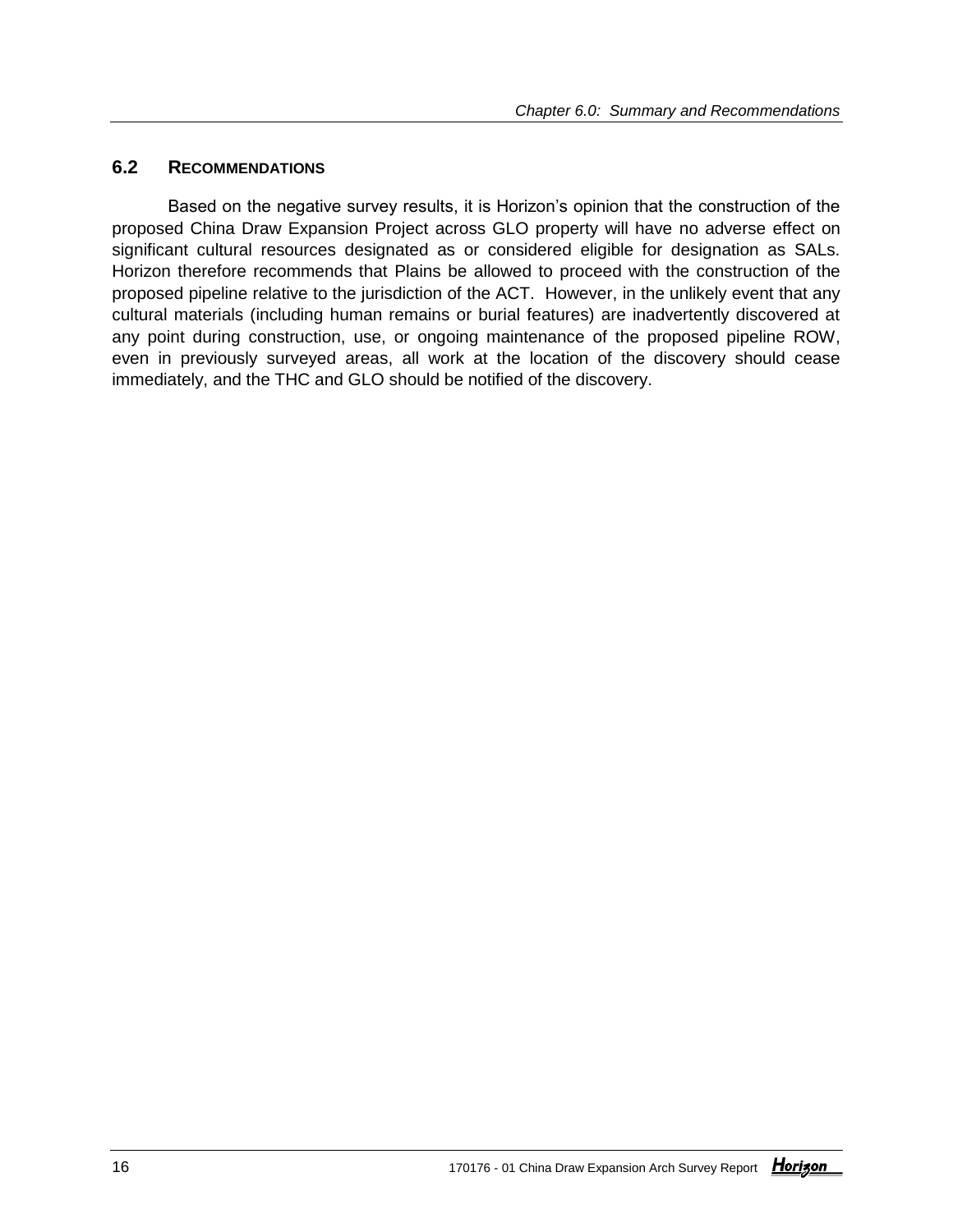## 6.2 RECOMMENDATIONS

Based on the negative survey results, it is Horizon's opinion that the construction of the proposed China Draw Expansion Project across GLO property will have no adverse effect on significant cultural resources designated as or considered eligible for designation as SALs. Horizon therefore recommends that Plains be allowed to proceed with the construction of the proposed pipeline relative to the jurisdiction of the ACT. However, in the unlikely event that any cultural materials (including human remains or burial features) are inadvertently discovered at any point during construction, use, or ongoing maintenance of the proposed pipeline ROW, even in previously surveyed areas, all work at the location of the discovery should cease immediately, and the THC and GLO should be notified of the discovery.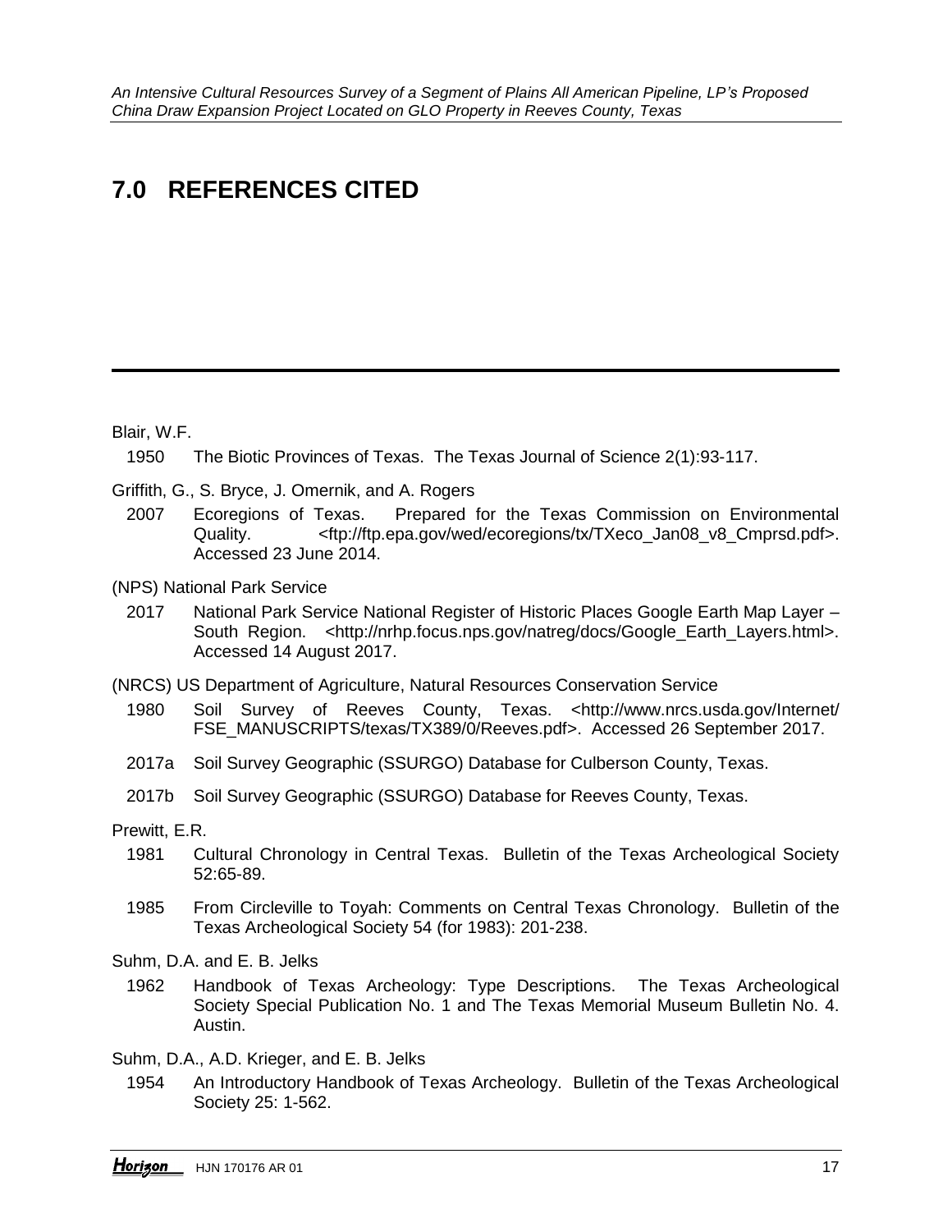# 7.0 REFERENCES CITED

Blair, W.F.

1950 The Biotic Provinces of Texas. The Texas Journal of Science 2(1):93-117.

Griffith, G., S. Bryce, J. Omernik, and A. Rogers

2007 Ecoregions of Texas. Prepared for the Texas Commission on Environmental Quality. <ftp://ftp.epa.gov/wed/ecoregions/tx/TXeco_Jan08_v8_Cmprsd.pdf>. Accessed 23 June 2014.

(NPS) National Park Service

2017 National Park Service National Register of Historic Places Google Earth Map Layer – South Region. <http://nrhp.focus.nps.gov/natreg/docs/Google_Earth_Layers.html>. Accessed 14 August 2017.

(NRCS) US Department of Agriculture, Natural Resources Conservation Service

1980 Soil Survey of Reeves County, Texas. <http://www.nrcs.usda.gov/Internet/FSE_MANUSCRIPTS/texas/TX389/0/Reeves.pdf>. Accessed 26 September 2017.

2017a Soil Survey Geographic (SSURGO) Database for Culberson County, Texas.

2017b Soil Survey Geographic (SSURGO) Database for Reeves County, Texas.

Prewitt, E.R.

1981 Cultural Chronology in Central Texas. Bulletin of the Texas Archeological Society 52:65-89.

1985 From Circleville to Toyah: Comments on Central Texas Chronology. Bulletin of the Texas Archeological Society 54 (for 1983): 201-238.

Suhm, D.A. and E. B. Jelks

1962 Handbook of Texas Archeology: Type Descriptions. The Texas Archeological Society Special Publication No. 1 and The Texas Memorial Museum Bulletin No. 4. Austin.

Suhm, D.A., A.D. Krieger, and E. B. Jelks

1954 An Introductory Handbook of Texas Archeology. Bulletin of the Texas Archeological Society 25: 1-562.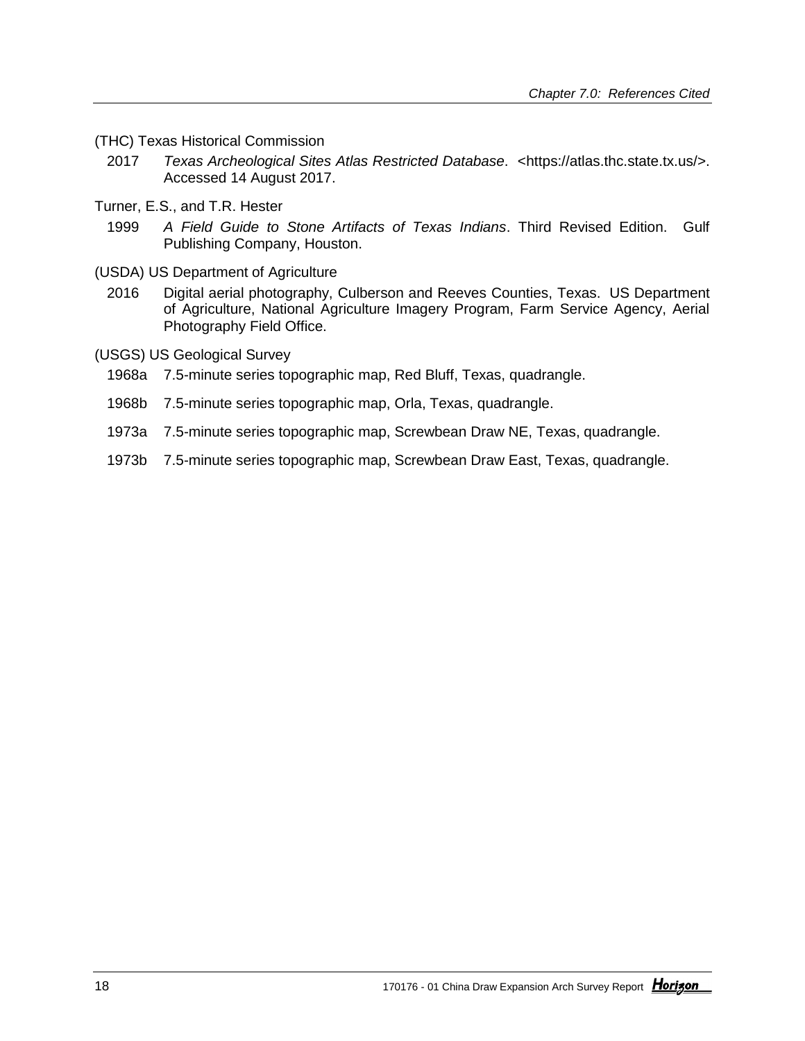(THC) Texas Historical Commission

2017 *Texas Archeological Sites Atlas Restricted Database*. <https://atlas.thc.state.tx.us/>. Accessed 14 August 2017.

Turner, E.S., and T.R. Hester

1999 *A Field Guide to Stone Artifacts of Texas Indians*. Third Revised Edition. Gulf Publishing Company, Houston.

(USDA) US Department of Agriculture

2016 Digital aerial photography, Culberson and Reeves Counties, Texas. US Department of Agriculture, National Agriculture Imagery Program, Farm Service Agency, Aerial Photography Field Office.

(USGS) US Geological Survey

1968a 7.5-minute series topographic map, Red Bluff, Texas, quadrangle.

1968b 7.5-minute series topographic map, Orla, Texas, quadrangle.

1973a 7.5-minute series topographic map, Screwbean Draw NE, Texas, quadrangle.

1973b 7.5-minute series topographic map, Screwbean Draw East, Texas, quadrangle.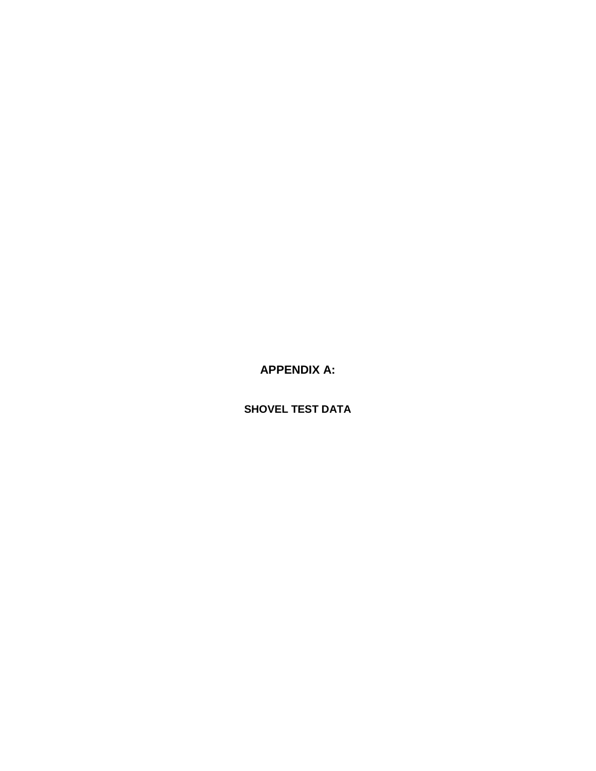# APPENDIX A:

## SHOVEL TEST DATA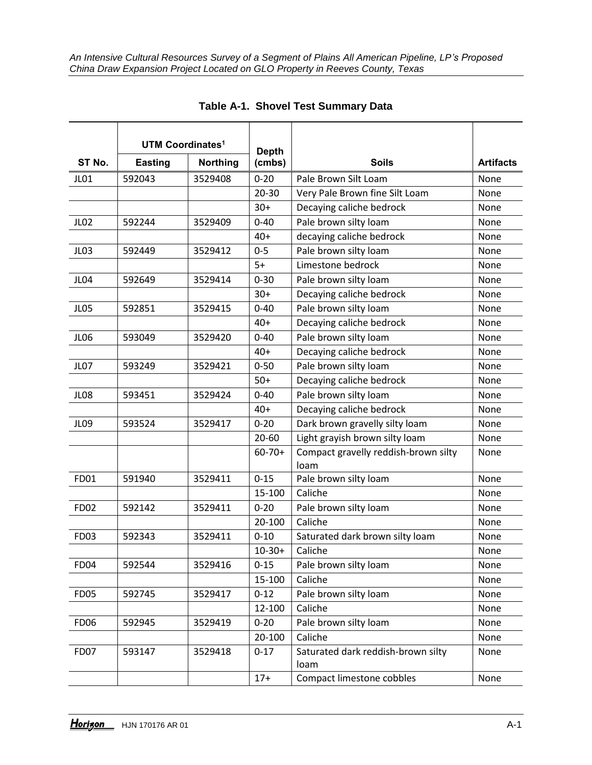**Table A-1. Shovel Test Summary Data**

| ST No. | UTM Coordinates[1] | | Depth (cmbs) | Soils | Artifacts |
|---|---|---|---|---|---|
| | Easting | Northing | | | |
| JL01 | 592043 | 3529408 | 0-20 | Pale Brown Silt Loam | None |
| | | | 20-30 | Very Pale Brown fine Silt Loam | None |
| | | | 30+ | Decaying caliche bedrock | None |
| JL02 | 592244 | 3529409 | 0-40 | Pale brown silty loam | None |
| | | | 40+ | decaying caliche bedrock | None |
| JL03 | 592449 | 3529412 | 0-5 | Pale brown silty loam | None |
| | | | 5+ | Limestone bedrock | None |
| JL04 | 592649 | 3529414 | 0-30 | Pale brown silty loam | None |
| | | | 30+ | Decaying caliche bedrock | None |
| JL05 | 592851 | 3529415 | 0-40 | Pale brown silty loam | None |
| | | | 40+ | Decaying caliche bedrock | None |
| JL06 | 593049 | 3529420 | 0-40 | Pale brown silty loam | None |
| | | | 40+ | Decaying caliche bedrock | None |
| JL07 | 593249 | 3529421 | 0-50 | Pale brown silty loam | None |
| | | | 50+ | Decaying caliche bedrock | None |
| JL08 | 593451 | 3529424 | 0-40 | Pale brown silty loam | None |
| | | | 40+ | Decaying caliche bedrock | None |
| JL09 | 593524 | 3529417 | 0-20 | Dark brown gravelly silty loam | None |
| | | | 20-60 | Light grayish brown silty loam | None |
| | | | 60-70+ | Compact gravelly reddish-brown silty loam | None |
| FD01 | 591940 | 3529411 | 0-15 | Pale brown silty loam | None |
| | | | 15-100 | Caliche | None |
| FD02 | 592142 | 3529411 | 0-20 | Pale brown silty loam | None |
| | | | 20-100 | Caliche | None |
| FD03 | 592343 | 3529411 | 0-10 | Saturated dark brown silty loam | None |
| | | | 10-30+ | Caliche | None |
| FD04 | 592544 | 3529416 | 0-15 | Pale brown silty loam | None |
| | | | 15-100 | Caliche | None |
| FD05 | 592745 | 3529417 | 0-12 | Pale brown silty loam | None |
| | | | 12-100 | Caliche | None |
| FD06 | 592945 | 3529419 | 0-20 | Pale brown silty loam | None |
| | | | 20-100 | Caliche | None |
| FD07 | 593147 | 3529418 | 0-17 | Saturated dark reddish-brown silty loam | None |
| | | | 17+ | Compact limestone cobbles | None |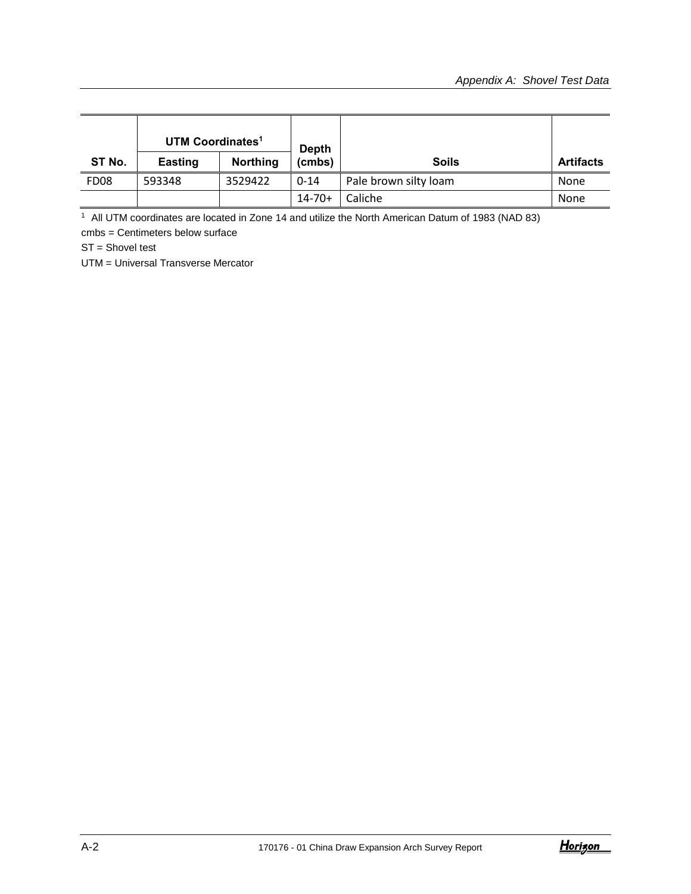| ST No. | UTM Coordinates[1] | | Depth (cmbs) | Soils | Artifacts |
|---|---|---|---|---|---|
| | Easting | Northing | | | |
| FD08 | 593348 | 3529422 | 0-14 | Pale brown silty loam | None |
| | | | 14-70+ | Caliche | None |

[1] All UTM coordinates are located in Zone 14 and utilize the North American Datum of 1983 (NAD 83)

cmbs = Centimeters below surface

ST = Shovel test

UTM = Universal Transverse Mercator